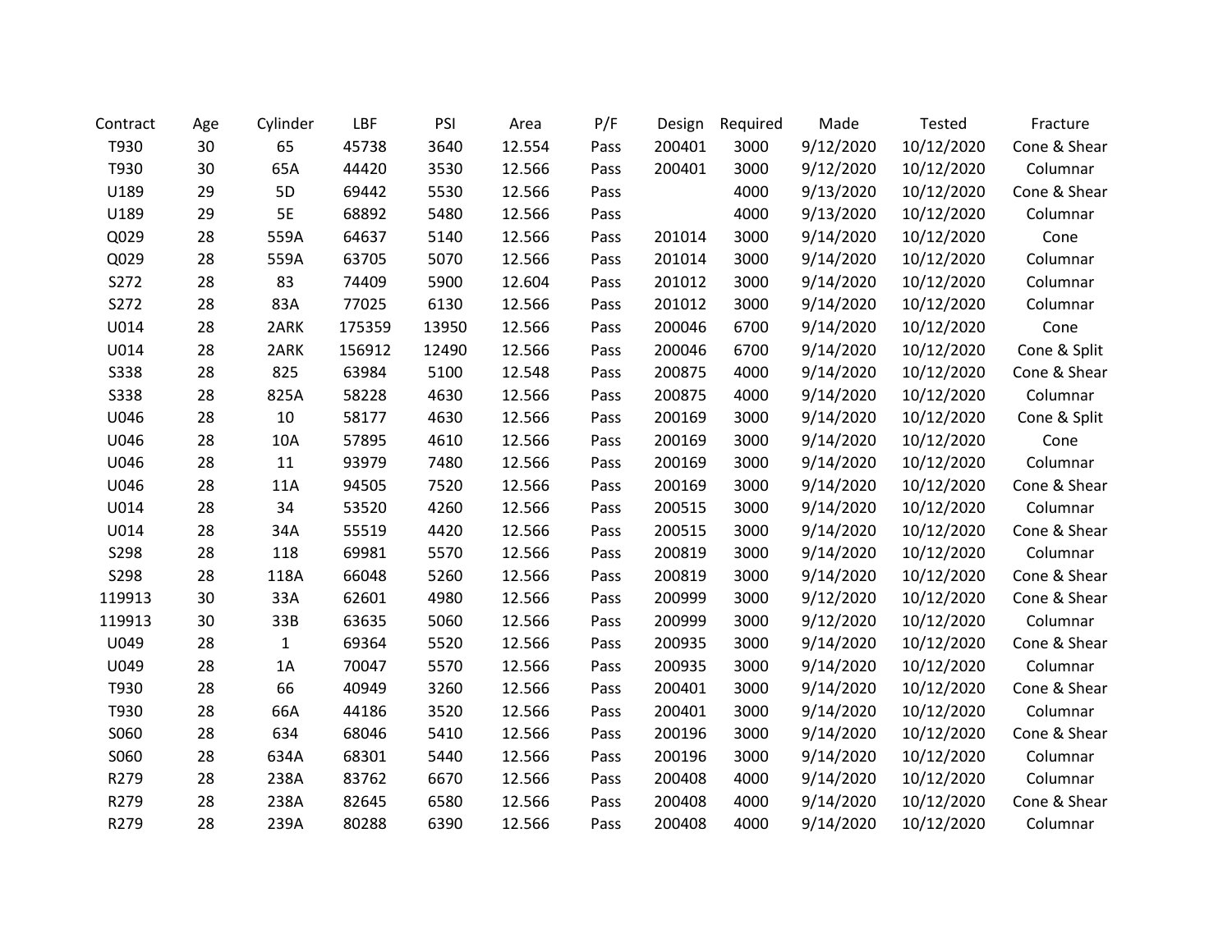| Contract | Age | Cylinder | LBF | PSI | Area | P/F | Design | Required | Made | Tested | Fracture |
|---|---|---|---|---|---|---|---|---|---|---|---|
| T930 | 30 | 65 | 45738 | 3640 | 12.554 | Pass | 200401 | 3000 | 9/12/2020 | 10/12/2020 | Cone & Shear |
| T930 | 30 | 65A | 44420 | 3530 | 12.566 | Pass | 200401 | 3000 | 9/12/2020 | 10/12/2020 | Columnar |
| U189 | 29 | 5D | 69442 | 5530 | 12.566 | Pass | | 4000 | 9/13/2020 | 10/12/2020 | Cone & Shear |
| U189 | 29 | 5E | 68892 | 5480 | 12.566 | Pass | | 4000 | 9/13/2020 | 10/12/2020 | Columnar |
| Q029 | 28 | 559A | 64637 | 5140 | 12.566 | Pass | 201014 | 3000 | 9/14/2020 | 10/12/2020 | Cone |
| Q029 | 28 | 559A | 63705 | 5070 | 12.566 | Pass | 201014 | 3000 | 9/14/2020 | 10/12/2020 | Columnar |
| S272 | 28 | 83 | 74409 | 5900 | 12.604 | Pass | 201012 | 3000 | 9/14/2020 | 10/12/2020 | Columnar |
| S272 | 28 | 83A | 77025 | 6130 | 12.566 | Pass | 201012 | 3000 | 9/14/2020 | 10/12/2020 | Columnar |
| U014 | 28 | 2ARK | 175359 | 13950 | 12.566 | Pass | 200046 | 6700 | 9/14/2020 | 10/12/2020 | Cone |
| U014 | 28 | 2ARK | 156912 | 12490 | 12.566 | Pass | 200046 | 6700 | 9/14/2020 | 10/12/2020 | Cone & Split |
| S338 | 28 | 825 | 63984 | 5100 | 12.548 | Pass | 200875 | 4000 | 9/14/2020 | 10/12/2020 | Cone & Shear |
| S338 | 28 | 825A | 58228 | 4630 | 12.566 | Pass | 200875 | 4000 | 9/14/2020 | 10/12/2020 | Columnar |
| U046 | 28 | 10 | 58177 | 4630 | 12.566 | Pass | 200169 | 3000 | 9/14/2020 | 10/12/2020 | Cone & Split |
| U046 | 28 | 10A | 57895 | 4610 | 12.566 | Pass | 200169 | 3000 | 9/14/2020 | 10/12/2020 | Cone |
| U046 | 28 | 11 | 93979 | 7480 | 12.566 | Pass | 200169 | 3000 | 9/14/2020 | 10/12/2020 | Columnar |
| U046 | 28 | 11A | 94505 | 7520 | 12.566 | Pass | 200169 | 3000 | 9/14/2020 | 10/12/2020 | Cone & Shear |
| U014 | 28 | 34 | 53520 | 4260 | 12.566 | Pass | 200515 | 3000 | 9/14/2020 | 10/12/2020 | Columnar |
| U014 | 28 | 34A | 55519 | 4420 | 12.566 | Pass | 200515 | 3000 | 9/14/2020 | 10/12/2020 | Cone & Shear |
| S298 | 28 | 118 | 69981 | 5570 | 12.566 | Pass | 200819 | 3000 | 9/14/2020 | 10/12/2020 | Columnar |
| S298 | 28 | 118A | 66048 | 5260 | 12.566 | Pass | 200819 | 3000 | 9/14/2020 | 10/12/2020 | Cone & Shear |
| 119913 | 30 | 33A | 62601 | 4980 | 12.566 | Pass | 200999 | 3000 | 9/12/2020 | 10/12/2020 | Cone & Shear |
| 119913 | 30 | 33B | 63635 | 5060 | 12.566 | Pass | 200999 | 3000 | 9/12/2020 | 10/12/2020 | Columnar |
| U049 | 28 | 1 | 69364 | 5520 | 12.566 | Pass | 200935 | 3000 | 9/14/2020 | 10/12/2020 | Cone & Shear |
| U049 | 28 | 1A | 70047 | 5570 | 12.566 | Pass | 200935 | 3000 | 9/14/2020 | 10/12/2020 | Columnar |
| T930 | 28 | 66 | 40949 | 3260 | 12.566 | Pass | 200401 | 3000 | 9/14/2020 | 10/12/2020 | Cone & Shear |
| T930 | 28 | 66A | 44186 | 3520 | 12.566 | Pass | 200401 | 3000 | 9/14/2020 | 10/12/2020 | Columnar |
| S060 | 28 | 634 | 68046 | 5410 | 12.566 | Pass | 200196 | 3000 | 9/14/2020 | 10/12/2020 | Cone & Shear |
| S060 | 28 | 634A | 68301 | 5440 | 12.566 | Pass | 200196 | 3000 | 9/14/2020 | 10/12/2020 | Columnar |
| R279 | 28 | 238A | 83762 | 6670 | 12.566 | Pass | 200408 | 4000 | 9/14/2020 | 10/12/2020 | Columnar |
| R279 | 28 | 238A | 82645 | 6580 | 12.566 | Pass | 200408 | 4000 | 9/14/2020 | 10/12/2020 | Cone & Shear |
| R279 | 28 | 239A | 80288 | 6390 | 12.566 | Pass | 200408 | 4000 | 9/14/2020 | 10/12/2020 | Columnar |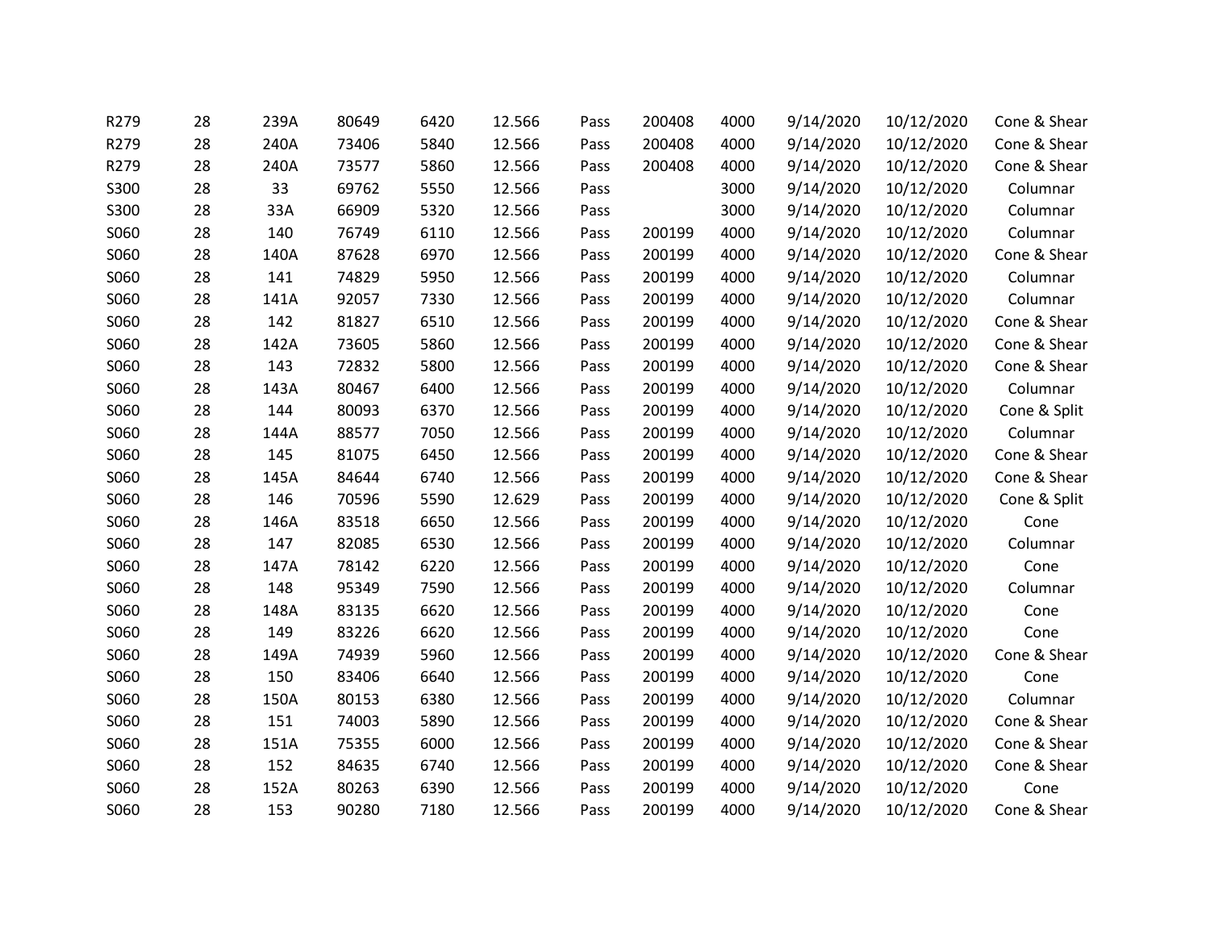| | | | | | | | | | | | |
|---|---|---|---|---|---|---|---|---|---|---|---|
| R279 | 28 | 239A | 80649 | 6420 | 12.566 | Pass | 200408 | 4000 | 9/14/2020 | 10/12/2020 | Cone & Shear |
| R279 | 28 | 240A | 73406 | 5840 | 12.566 | Pass | 200408 | 4000 | 9/14/2020 | 10/12/2020 | Cone & Shear |
| R279 | 28 | 240A | 73577 | 5860 | 12.566 | Pass | 200408 | 4000 | 9/14/2020 | 10/12/2020 | Cone & Shear |
| S300 | 28 | 33 | 69762 | 5550 | 12.566 | Pass | | 3000 | 9/14/2020 | 10/12/2020 | Columnar |
| S300 | 28 | 33A | 66909 | 5320 | 12.566 | Pass | | 3000 | 9/14/2020 | 10/12/2020 | Columnar |
| S060 | 28 | 140 | 76749 | 6110 | 12.566 | Pass | 200199 | 4000 | 9/14/2020 | 10/12/2020 | Columnar |
| S060 | 28 | 140A | 87628 | 6970 | 12.566 | Pass | 200199 | 4000 | 9/14/2020 | 10/12/2020 | Cone & Shear |
| S060 | 28 | 141 | 74829 | 5950 | 12.566 | Pass | 200199 | 4000 | 9/14/2020 | 10/12/2020 | Columnar |
| S060 | 28 | 141A | 92057 | 7330 | 12.566 | Pass | 200199 | 4000 | 9/14/2020 | 10/12/2020 | Columnar |
| S060 | 28 | 142 | 81827 | 6510 | 12.566 | Pass | 200199 | 4000 | 9/14/2020 | 10/12/2020 | Cone & Shear |
| S060 | 28 | 142A | 73605 | 5860 | 12.566 | Pass | 200199 | 4000 | 9/14/2020 | 10/12/2020 | Cone & Shear |
| S060 | 28 | 143 | 72832 | 5800 | 12.566 | Pass | 200199 | 4000 | 9/14/2020 | 10/12/2020 | Cone & Shear |
| S060 | 28 | 143A | 80467 | 6400 | 12.566 | Pass | 200199 | 4000 | 9/14/2020 | 10/12/2020 | Columnar |
| S060 | 28 | 144 | 80093 | 6370 | 12.566 | Pass | 200199 | 4000 | 9/14/2020 | 10/12/2020 | Cone & Split |
| S060 | 28 | 144A | 88577 | 7050 | 12.566 | Pass | 200199 | 4000 | 9/14/2020 | 10/12/2020 | Columnar |
| S060 | 28 | 145 | 81075 | 6450 | 12.566 | Pass | 200199 | 4000 | 9/14/2020 | 10/12/2020 | Cone & Shear |
| S060 | 28 | 145A | 84644 | 6740 | 12.566 | Pass | 200199 | 4000 | 9/14/2020 | 10/12/2020 | Cone & Shear |
| S060 | 28 | 146 | 70596 | 5590 | 12.629 | Pass | 200199 | 4000 | 9/14/2020 | 10/12/2020 | Cone & Split |
| S060 | 28 | 146A | 83518 | 6650 | 12.566 | Pass | 200199 | 4000 | 9/14/2020 | 10/12/2020 | Cone |
| S060 | 28 | 147 | 82085 | 6530 | 12.566 | Pass | 200199 | 4000 | 9/14/2020 | 10/12/2020 | Columnar |
| S060 | 28 | 147A | 78142 | 6220 | 12.566 | Pass | 200199 | 4000 | 9/14/2020 | 10/12/2020 | Cone |
| S060 | 28 | 148 | 95349 | 7590 | 12.566 | Pass | 200199 | 4000 | 9/14/2020 | 10/12/2020 | Columnar |
| S060 | 28 | 148A | 83135 | 6620 | 12.566 | Pass | 200199 | 4000 | 9/14/2020 | 10/12/2020 | Cone |
| S060 | 28 | 149 | 83226 | 6620 | 12.566 | Pass | 200199 | 4000 | 9/14/2020 | 10/12/2020 | Cone |
| S060 | 28 | 149A | 74939 | 5960 | 12.566 | Pass | 200199 | 4000 | 9/14/2020 | 10/12/2020 | Cone & Shear |
| S060 | 28 | 150 | 83406 | 6640 | 12.566 | Pass | 200199 | 4000 | 9/14/2020 | 10/12/2020 | Cone |
| S060 | 28 | 150A | 80153 | 6380 | 12.566 | Pass | 200199 | 4000 | 9/14/2020 | 10/12/2020 | Columnar |
| S060 | 28 | 151 | 74003 | 5890 | 12.566 | Pass | 200199 | 4000 | 9/14/2020 | 10/12/2020 | Cone & Shear |
| S060 | 28 | 151A | 75355 | 6000 | 12.566 | Pass | 200199 | 4000 | 9/14/2020 | 10/12/2020 | Cone & Shear |
| S060 | 28 | 152 | 84635 | 6740 | 12.566 | Pass | 200199 | 4000 | 9/14/2020 | 10/12/2020 | Cone & Shear |
| S060 | 28 | 152A | 80263 | 6390 | 12.566 | Pass | 200199 | 4000 | 9/14/2020 | 10/12/2020 | Cone |
| S060 | 28 | 153 | 90280 | 7180 | 12.566 | Pass | 200199 | 4000 | 9/14/2020 | 10/12/2020 | Cone & Shear |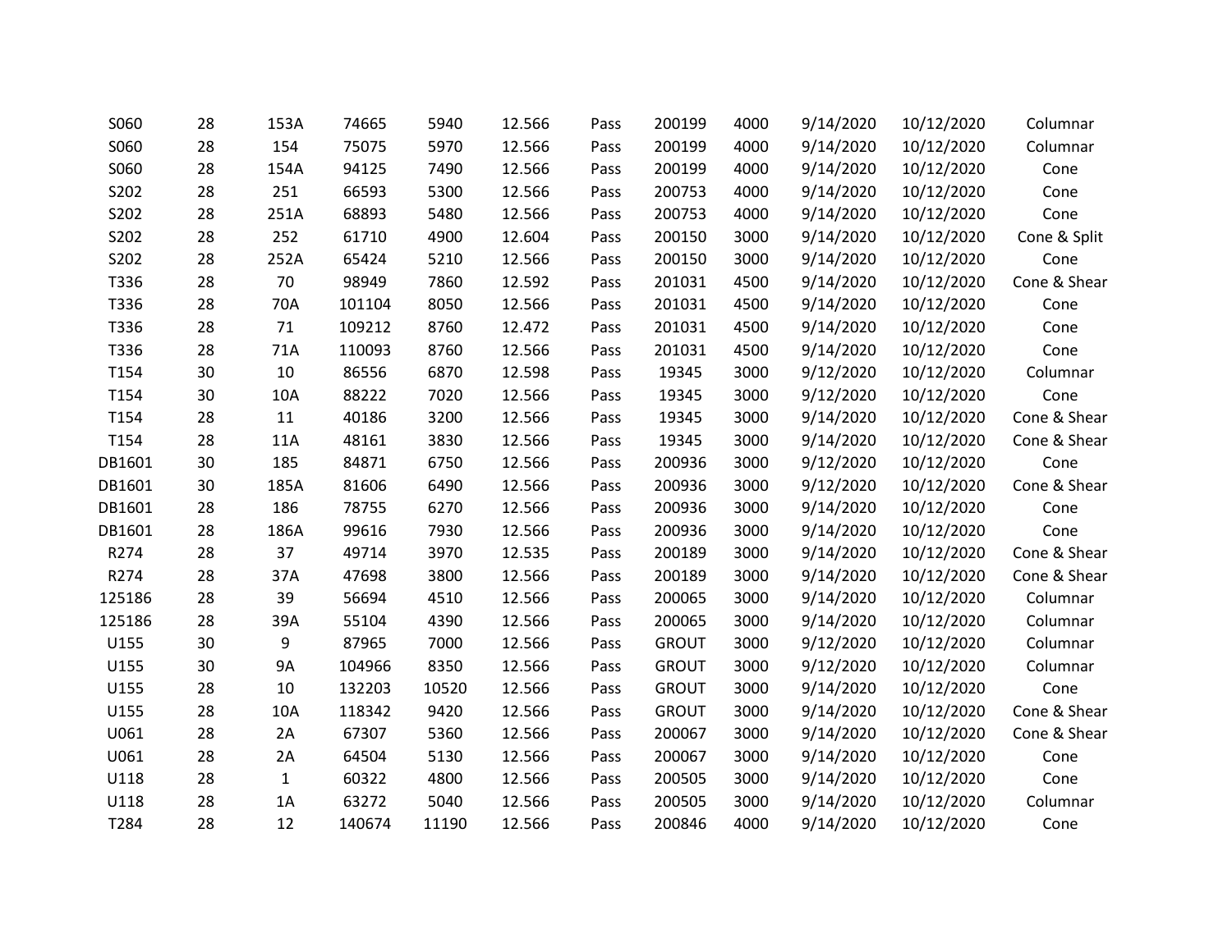| | | | | | | | | | | | |
|---|---|---|---|---|---|---|---|---|---|---|---|
| S060 | 28 | 153A | 74665 | 5940 | 12.566 | Pass | 200199 | 4000 | 9/14/2020 | 10/12/2020 | Columnar |
| S060 | 28 | 154 | 75075 | 5970 | 12.566 | Pass | 200199 | 4000 | 9/14/2020 | 10/12/2020 | Columnar |
| S060 | 28 | 154A | 94125 | 7490 | 12.566 | Pass | 200199 | 4000 | 9/14/2020 | 10/12/2020 | Cone |
| S202 | 28 | 251 | 66593 | 5300 | 12.566 | Pass | 200753 | 4000 | 9/14/2020 | 10/12/2020 | Cone |
| S202 | 28 | 251A | 68893 | 5480 | 12.566 | Pass | 200753 | 4000 | 9/14/2020 | 10/12/2020 | Cone |
| S202 | 28 | 252 | 61710 | 4900 | 12.604 | Pass | 200150 | 3000 | 9/14/2020 | 10/12/2020 | Cone & Split |
| S202 | 28 | 252A | 65424 | 5210 | 12.566 | Pass | 200150 | 3000 | 9/14/2020 | 10/12/2020 | Cone |
| T336 | 28 | 70 | 98949 | 7860 | 12.592 | Pass | 201031 | 4500 | 9/14/2020 | 10/12/2020 | Cone & Shear |
| T336 | 28 | 70A | 101104 | 8050 | 12.566 | Pass | 201031 | 4500 | 9/14/2020 | 10/12/2020 | Cone |
| T336 | 28 | 71 | 109212 | 8760 | 12.472 | Pass | 201031 | 4500 | 9/14/2020 | 10/12/2020 | Cone |
| T336 | 28 | 71A | 110093 | 8760 | 12.566 | Pass | 201031 | 4500 | 9/14/2020 | 10/12/2020 | Cone |
| T154 | 30 | 10 | 86556 | 6870 | 12.598 | Pass | 19345 | 3000 | 9/12/2020 | 10/12/2020 | Columnar |
| T154 | 30 | 10A | 88222 | 7020 | 12.566 | Pass | 19345 | 3000 | 9/12/2020 | 10/12/2020 | Cone |
| T154 | 28 | 11 | 40186 | 3200 | 12.566 | Pass | 19345 | 3000 | 9/14/2020 | 10/12/2020 | Cone & Shear |
| T154 | 28 | 11A | 48161 | 3830 | 12.566 | Pass | 19345 | 3000 | 9/14/2020 | 10/12/2020 | Cone & Shear |
| DB1601 | 30 | 185 | 84871 | 6750 | 12.566 | Pass | 200936 | 3000 | 9/12/2020 | 10/12/2020 | Cone |
| DB1601 | 30 | 185A | 81606 | 6490 | 12.566 | Pass | 200936 | 3000 | 9/12/2020 | 10/12/2020 | Cone & Shear |
| DB1601 | 28 | 186 | 78755 | 6270 | 12.566 | Pass | 200936 | 3000 | 9/14/2020 | 10/12/2020 | Cone |
| DB1601 | 28 | 186A | 99616 | 7930 | 12.566 | Pass | 200936 | 3000 | 9/14/2020 | 10/12/2020 | Cone |
| R274 | 28 | 37 | 49714 | 3970 | 12.535 | Pass | 200189 | 3000 | 9/14/2020 | 10/12/2020 | Cone & Shear |
| R274 | 28 | 37A | 47698 | 3800 | 12.566 | Pass | 200189 | 3000 | 9/14/2020 | 10/12/2020 | Cone & Shear |
| 125186 | 28 | 39 | 56694 | 4510 | 12.566 | Pass | 200065 | 3000 | 9/14/2020 | 10/12/2020 | Columnar |
| 125186 | 28 | 39A | 55104 | 4390 | 12.566 | Pass | 200065 | 3000 | 9/14/2020 | 10/12/2020 | Columnar |
| U155 | 30 | 9 | 87965 | 7000 | 12.566 | Pass | GROUT | 3000 | 9/12/2020 | 10/12/2020 | Columnar |
| U155 | 30 | 9A | 104966 | 8350 | 12.566 | Pass | GROUT | 3000 | 9/12/2020 | 10/12/2020 | Columnar |
| U155 | 28 | 10 | 132203 | 10520 | 12.566 | Pass | GROUT | 3000 | 9/14/2020 | 10/12/2020 | Cone |
| U155 | 28 | 10A | 118342 | 9420 | 12.566 | Pass | GROUT | 3000 | 9/14/2020 | 10/12/2020 | Cone & Shear |
| U061 | 28 | 2A | 67307 | 5360 | 12.566 | Pass | 200067 | 3000 | 9/14/2020 | 10/12/2020 | Cone & Shear |
| U061 | 28 | 2A | 64504 | 5130 | 12.566 | Pass | 200067 | 3000 | 9/14/2020 | 10/12/2020 | Cone |
| U118 | 28 | 1 | 60322 | 4800 | 12.566 | Pass | 200505 | 3000 | 9/14/2020 | 10/12/2020 | Cone |
| U118 | 28 | 1A | 63272 | 5040 | 12.566 | Pass | 200505 | 3000 | 9/14/2020 | 10/12/2020 | Columnar |
| T284 | 28 | 12 | 140674 | 11190 | 12.566 | Pass | 200846 | 4000 | 9/14/2020 | 10/12/2020 | Cone |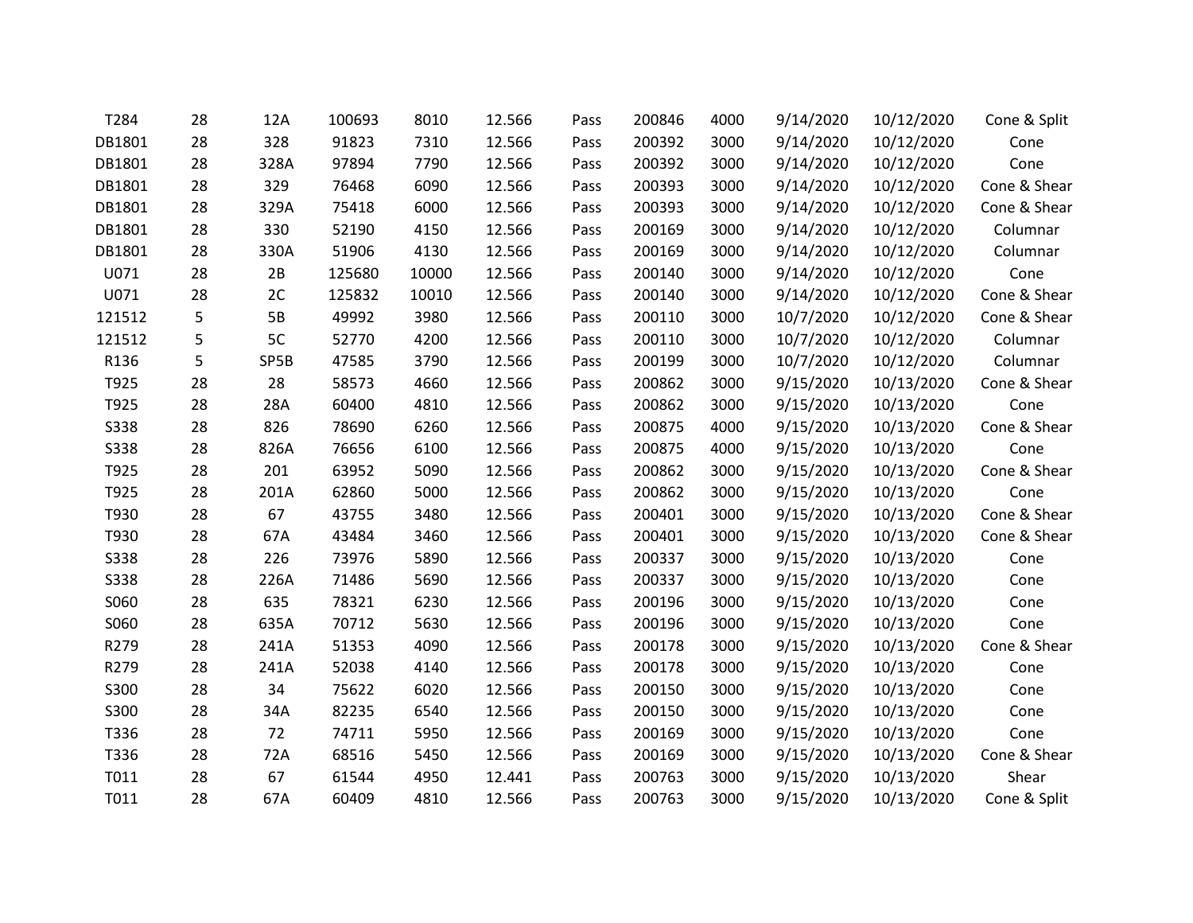| | | | | | | | | | | | |
|---|---|---|---|---|---|---|---|---|---|---|---|
| T284 | 28 | 12A | 100693 | 8010 | 12.566 | Pass | 200846 | 4000 | 9/14/2020 | 10/12/2020 | Cone & Split |
| DB1801 | 28 | 328 | 91823 | 7310 | 12.566 | Pass | 200392 | 3000 | 9/14/2020 | 10/12/2020 | Cone |
| DB1801 | 28 | 328A | 97894 | 7790 | 12.566 | Pass | 200392 | 3000 | 9/14/2020 | 10/12/2020 | Cone |
| DB1801 | 28 | 329 | 76468 | 6090 | 12.566 | Pass | 200393 | 3000 | 9/14/2020 | 10/12/2020 | Cone & Shear |
| DB1801 | 28 | 329A | 75418 | 6000 | 12.566 | Pass | 200393 | 3000 | 9/14/2020 | 10/12/2020 | Cone & Shear |
| DB1801 | 28 | 330 | 52190 | 4150 | 12.566 | Pass | 200169 | 3000 | 9/14/2020 | 10/12/2020 | Columnar |
| DB1801 | 28 | 330A | 51906 | 4130 | 12.566 | Pass | 200169 | 3000 | 9/14/2020 | 10/12/2020 | Columnar |
| U071 | 28 | 2B | 125680 | 10000 | 12.566 | Pass | 200140 | 3000 | 9/14/2020 | 10/12/2020 | Cone |
| U071 | 28 | 2C | 125832 | 10010 | 12.566 | Pass | 200140 | 3000 | 9/14/2020 | 10/12/2020 | Cone & Shear |
| 121512 | 5 | 5B | 49992 | 3980 | 12.566 | Pass | 200110 | 3000 | 10/7/2020 | 10/12/2020 | Cone & Shear |
| 121512 | 5 | 5C | 52770 | 4200 | 12.566 | Pass | 200110 | 3000 | 10/7/2020 | 10/12/2020 | Columnar |
| R136 | 5 | SP5B | 47585 | 3790 | 12.566 | Pass | 200199 | 3000 | 10/7/2020 | 10/12/2020 | Columnar |
| T925 | 28 | 28 | 58573 | 4660 | 12.566 | Pass | 200862 | 3000 | 9/15/2020 | 10/13/2020 | Cone & Shear |
| T925 | 28 | 28A | 60400 | 4810 | 12.566 | Pass | 200862 | 3000 | 9/15/2020 | 10/13/2020 | Cone |
| S338 | 28 | 826 | 78690 | 6260 | 12.566 | Pass | 200875 | 4000 | 9/15/2020 | 10/13/2020 | Cone & Shear |
| S338 | 28 | 826A | 76656 | 6100 | 12.566 | Pass | 200875 | 4000 | 9/15/2020 | 10/13/2020 | Cone |
| T925 | 28 | 201 | 63952 | 5090 | 12.566 | Pass | 200862 | 3000 | 9/15/2020 | 10/13/2020 | Cone & Shear |
| T925 | 28 | 201A | 62860 | 5000 | 12.566 | Pass | 200862 | 3000 | 9/15/2020 | 10/13/2020 | Cone |
| T930 | 28 | 67 | 43755 | 3480 | 12.566 | Pass | 200401 | 3000 | 9/15/2020 | 10/13/2020 | Cone & Shear |
| T930 | 28 | 67A | 43484 | 3460 | 12.566 | Pass | 200401 | 3000 | 9/15/2020 | 10/13/2020 | Cone & Shear |
| S338 | 28 | 226 | 73976 | 5890 | 12.566 | Pass | 200337 | 3000 | 9/15/2020 | 10/13/2020 | Cone |
| S338 | 28 | 226A | 71486 | 5690 | 12.566 | Pass | 200337 | 3000 | 9/15/2020 | 10/13/2020 | Cone |
| S060 | 28 | 635 | 78321 | 6230 | 12.566 | Pass | 200196 | 3000 | 9/15/2020 | 10/13/2020 | Cone |
| S060 | 28 | 635A | 70712 | 5630 | 12.566 | Pass | 200196 | 3000 | 9/15/2020 | 10/13/2020 | Cone |
| R279 | 28 | 241A | 51353 | 4090 | 12.566 | Pass | 200178 | 3000 | 9/15/2020 | 10/13/2020 | Cone & Shear |
| R279 | 28 | 241A | 52038 | 4140 | 12.566 | Pass | 200178 | 3000 | 9/15/2020 | 10/13/2020 | Cone |
| S300 | 28 | 34 | 75622 | 6020 | 12.566 | Pass | 200150 | 3000 | 9/15/2020 | 10/13/2020 | Cone |
| S300 | 28 | 34A | 82235 | 6540 | 12.566 | Pass | 200150 | 3000 | 9/15/2020 | 10/13/2020 | Cone |
| T336 | 28 | 72 | 74711 | 5950 | 12.566 | Pass | 200169 | 3000 | 9/15/2020 | 10/13/2020 | Cone |
| T336 | 28 | 72A | 68516 | 5450 | 12.566 | Pass | 200169 | 3000 | 9/15/2020 | 10/13/2020 | Cone & Shear |
| T011 | 28 | 67 | 61544 | 4950 | 12.441 | Pass | 200763 | 3000 | 9/15/2020 | 10/13/2020 | Shear |
| T011 | 28 | 67A | 60409 | 4810 | 12.566 | Pass | 200763 | 3000 | 9/15/2020 | 10/13/2020 | Cone & Split |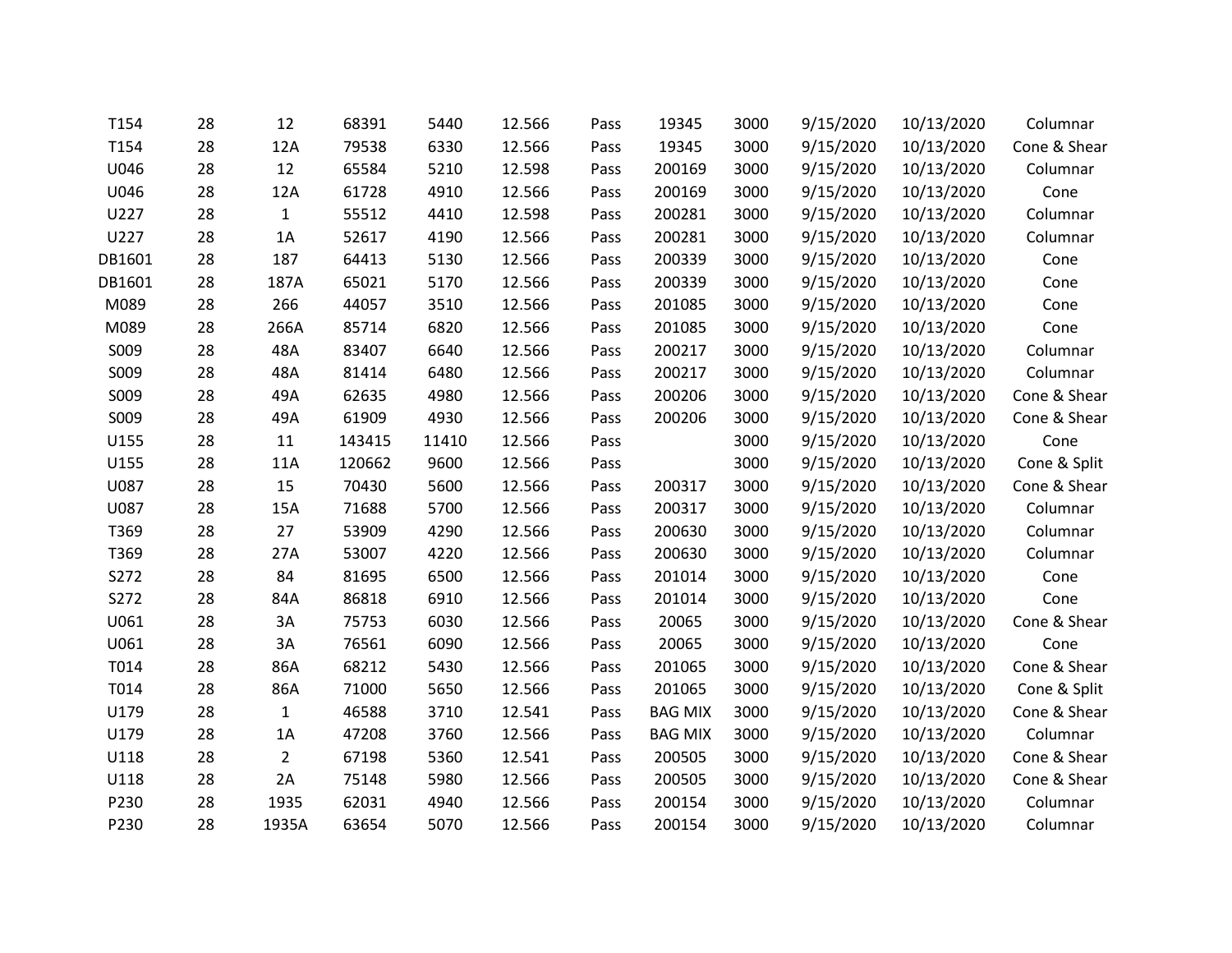| | | | | | | | | | | | |
|---|---|---|---|---|---|---|---|---|---|---|---|
| T154 | 28 | 12 | 68391 | 5440 | 12.566 | Pass | 19345 | 3000 | 9/15/2020 | 10/13/2020 | Columnar |
| T154 | 28 | 12A | 79538 | 6330 | 12.566 | Pass | 19345 | 3000 | 9/15/2020 | 10/13/2020 | Cone & Shear |
| U046 | 28 | 12 | 65584 | 5210 | 12.598 | Pass | 200169 | 3000 | 9/15/2020 | 10/13/2020 | Columnar |
| U046 | 28 | 12A | 61728 | 4910 | 12.566 | Pass | 200169 | 3000 | 9/15/2020 | 10/13/2020 | Cone |
| U227 | 28 | 1 | 55512 | 4410 | 12.598 | Pass | 200281 | 3000 | 9/15/2020 | 10/13/2020 | Columnar |
| U227 | 28 | 1A | 52617 | 4190 | 12.566 | Pass | 200281 | 3000 | 9/15/2020 | 10/13/2020 | Columnar |
| DB1601 | 28 | 187 | 64413 | 5130 | 12.566 | Pass | 200339 | 3000 | 9/15/2020 | 10/13/2020 | Cone |
| DB1601 | 28 | 187A | 65021 | 5170 | 12.566 | Pass | 200339 | 3000 | 9/15/2020 | 10/13/2020 | Cone |
| M089 | 28 | 266 | 44057 | 3510 | 12.566 | Pass | 201085 | 3000 | 9/15/2020 | 10/13/2020 | Cone |
| M089 | 28 | 266A | 85714 | 6820 | 12.566 | Pass | 201085 | 3000 | 9/15/2020 | 10/13/2020 | Cone |
| S009 | 28 | 48A | 83407 | 6640 | 12.566 | Pass | 200217 | 3000 | 9/15/2020 | 10/13/2020 | Columnar |
| S009 | 28 | 48A | 81414 | 6480 | 12.566 | Pass | 200217 | 3000 | 9/15/2020 | 10/13/2020 | Columnar |
| S009 | 28 | 49A | 62635 | 4980 | 12.566 | Pass | 200206 | 3000 | 9/15/2020 | 10/13/2020 | Cone & Shear |
| S009 | 28 | 49A | 61909 | 4930 | 12.566 | Pass | 200206 | 3000 | 9/15/2020 | 10/13/2020 | Cone & Shear |
| U155 | 28 | 11 | 143415 | 11410 | 12.566 | Pass | | 3000 | 9/15/2020 | 10/13/2020 | Cone |
| U155 | 28 | 11A | 120662 | 9600 | 12.566 | Pass | | 3000 | 9/15/2020 | 10/13/2020 | Cone & Split |
| U087 | 28 | 15 | 70430 | 5600 | 12.566 | Pass | 200317 | 3000 | 9/15/2020 | 10/13/2020 | Cone & Shear |
| U087 | 28 | 15A | 71688 | 5700 | 12.566 | Pass | 200317 | 3000 | 9/15/2020 | 10/13/2020 | Columnar |
| T369 | 28 | 27 | 53909 | 4290 | 12.566 | Pass | 200630 | 3000 | 9/15/2020 | 10/13/2020 | Columnar |
| T369 | 28 | 27A | 53007 | 4220 | 12.566 | Pass | 200630 | 3000 | 9/15/2020 | 10/13/2020 | Columnar |
| S272 | 28 | 84 | 81695 | 6500 | 12.566 | Pass | 201014 | 3000 | 9/15/2020 | 10/13/2020 | Cone |
| S272 | 28 | 84A | 86818 | 6910 | 12.566 | Pass | 201014 | 3000 | 9/15/2020 | 10/13/2020 | Cone |
| U061 | 28 | 3A | 75753 | 6030 | 12.566 | Pass | 20065 | 3000 | 9/15/2020 | 10/13/2020 | Cone & Shear |
| U061 | 28 | 3A | 76561 | 6090 | 12.566 | Pass | 20065 | 3000 | 9/15/2020 | 10/13/2020 | Cone |
| T014 | 28 | 86A | 68212 | 5430 | 12.566 | Pass | 201065 | 3000 | 9/15/2020 | 10/13/2020 | Cone & Shear |
| T014 | 28 | 86A | 71000 | 5650 | 12.566 | Pass | 201065 | 3000 | 9/15/2020 | 10/13/2020 | Cone & Split |
| U179 | 28 | 1 | 46588 | 3710 | 12.541 | Pass | BAG MIX | 3000 | 9/15/2020 | 10/13/2020 | Cone & Shear |
| U179 | 28 | 1A | 47208 | 3760 | 12.566 | Pass | BAG MIX | 3000 | 9/15/2020 | 10/13/2020 | Columnar |
| U118 | 28 | 2 | 67198 | 5360 | 12.541 | Pass | 200505 | 3000 | 9/15/2020 | 10/13/2020 | Cone & Shear |
| U118 | 28 | 2A | 75148 | 5980 | 12.566 | Pass | 200505 | 3000 | 9/15/2020 | 10/13/2020 | Cone & Shear |
| P230 | 28 | 1935 | 62031 | 4940 | 12.566 | Pass | 200154 | 3000 | 9/15/2020 | 10/13/2020 | Columnar |
| P230 | 28 | 1935A | 63654 | 5070 | 12.566 | Pass | 200154 | 3000 | 9/15/2020 | 10/13/2020 | Columnar |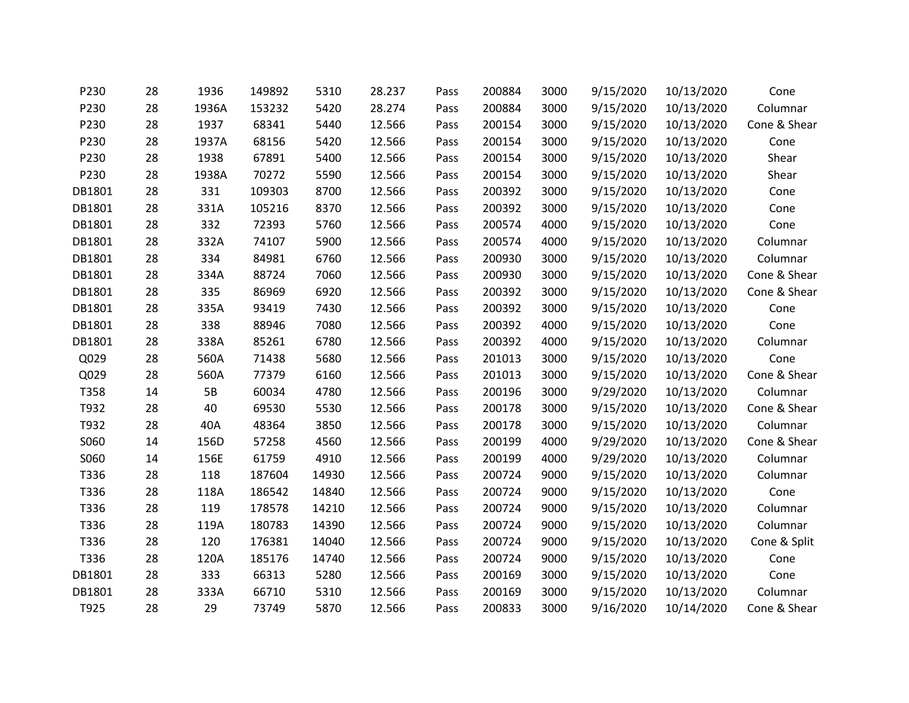|  |  |  |  |  |  |  |  |  |  |  |  |
|---|---|---|---|---|---|---|---|---|---|---|---|
| P230 | 28 | 1936 | 149892 | 5310 | 28.237 | Pass | 200884 | 3000 | 9/15/2020 | 10/13/2020 | Cone |
| P230 | 28 | 1936A | 153232 | 5420 | 28.274 | Pass | 200884 | 3000 | 9/15/2020 | 10/13/2020 | Columnar |
| P230 | 28 | 1937 | 68341 | 5440 | 12.566 | Pass | 200154 | 3000 | 9/15/2020 | 10/13/2020 | Cone & Shear |
| P230 | 28 | 1937A | 68156 | 5420 | 12.566 | Pass | 200154 | 3000 | 9/15/2020 | 10/13/2020 | Cone |
| P230 | 28 | 1938 | 67891 | 5400 | 12.566 | Pass | 200154 | 3000 | 9/15/2020 | 10/13/2020 | Shear |
| P230 | 28 | 1938A | 70272 | 5590 | 12.566 | Pass | 200154 | 3000 | 9/15/2020 | 10/13/2020 | Shear |
| DB1801 | 28 | 331 | 109303 | 8700 | 12.566 | Pass | 200392 | 3000 | 9/15/2020 | 10/13/2020 | Cone |
| DB1801 | 28 | 331A | 105216 | 8370 | 12.566 | Pass | 200392 | 3000 | 9/15/2020 | 10/13/2020 | Cone |
| DB1801 | 28 | 332 | 72393 | 5760 | 12.566 | Pass | 200574 | 4000 | 9/15/2020 | 10/13/2020 | Cone |
| DB1801 | 28 | 332A | 74107 | 5900 | 12.566 | Pass | 200574 | 4000 | 9/15/2020 | 10/13/2020 | Columnar |
| DB1801 | 28 | 334 | 84981 | 6760 | 12.566 | Pass | 200930 | 3000 | 9/15/2020 | 10/13/2020 | Columnar |
| DB1801 | 28 | 334A | 88724 | 7060 | 12.566 | Pass | 200930 | 3000 | 9/15/2020 | 10/13/2020 | Cone & Shear |
| DB1801 | 28 | 335 | 86969 | 6920 | 12.566 | Pass | 200392 | 3000 | 9/15/2020 | 10/13/2020 | Cone & Shear |
| DB1801 | 28 | 335A | 93419 | 7430 | 12.566 | Pass | 200392 | 3000 | 9/15/2020 | 10/13/2020 | Cone |
| DB1801 | 28 | 338 | 88946 | 7080 | 12.566 | Pass | 200392 | 4000 | 9/15/2020 | 10/13/2020 | Cone |
| DB1801 | 28 | 338A | 85261 | 6780 | 12.566 | Pass | 200392 | 4000 | 9/15/2020 | 10/13/2020 | Columnar |
| Q029 | 28 | 560A | 71438 | 5680 | 12.566 | Pass | 201013 | 3000 | 9/15/2020 | 10/13/2020 | Cone |
| Q029 | 28 | 560A | 77379 | 6160 | 12.566 | Pass | 201013 | 3000 | 9/15/2020 | 10/13/2020 | Cone & Shear |
| T358 | 14 | 5B | 60034 | 4780 | 12.566 | Pass | 200196 | 3000 | 9/29/2020 | 10/13/2020 | Columnar |
| T932 | 28 | 40 | 69530 | 5530 | 12.566 | Pass | 200178 | 3000 | 9/15/2020 | 10/13/2020 | Cone & Shear |
| T932 | 28 | 40A | 48364 | 3850 | 12.566 | Pass | 200178 | 3000 | 9/15/2020 | 10/13/2020 | Columnar |
| S060 | 14 | 156D | 57258 | 4560 | 12.566 | Pass | 200199 | 4000 | 9/29/2020 | 10/13/2020 | Cone & Shear |
| S060 | 14 | 156E | 61759 | 4910 | 12.566 | Pass | 200199 | 4000 | 9/29/2020 | 10/13/2020 | Columnar |
| T336 | 28 | 118 | 187604 | 14930 | 12.566 | Pass | 200724 | 9000 | 9/15/2020 | 10/13/2020 | Columnar |
| T336 | 28 | 118A | 186542 | 14840 | 12.566 | Pass | 200724 | 9000 | 9/15/2020 | 10/13/2020 | Cone |
| T336 | 28 | 119 | 178578 | 14210 | 12.566 | Pass | 200724 | 9000 | 9/15/2020 | 10/13/2020 | Columnar |
| T336 | 28 | 119A | 180783 | 14390 | 12.566 | Pass | 200724 | 9000 | 9/15/2020 | 10/13/2020 | Columnar |
| T336 | 28 | 120 | 176381 | 14040 | 12.566 | Pass | 200724 | 9000 | 9/15/2020 | 10/13/2020 | Cone & Split |
| T336 | 28 | 120A | 185176 | 14740 | 12.566 | Pass | 200724 | 9000 | 9/15/2020 | 10/13/2020 | Cone |
| DB1801 | 28 | 333 | 66313 | 5280 | 12.566 | Pass | 200169 | 3000 | 9/15/2020 | 10/13/2020 | Cone |
| DB1801 | 28 | 333A | 66710 | 5310 | 12.566 | Pass | 200169 | 3000 | 9/15/2020 | 10/13/2020 | Columnar |
| T925 | 28 | 29 | 73749 | 5870 | 12.566 | Pass | 200833 | 3000 | 9/16/2020 | 10/14/2020 | Cone & Shear |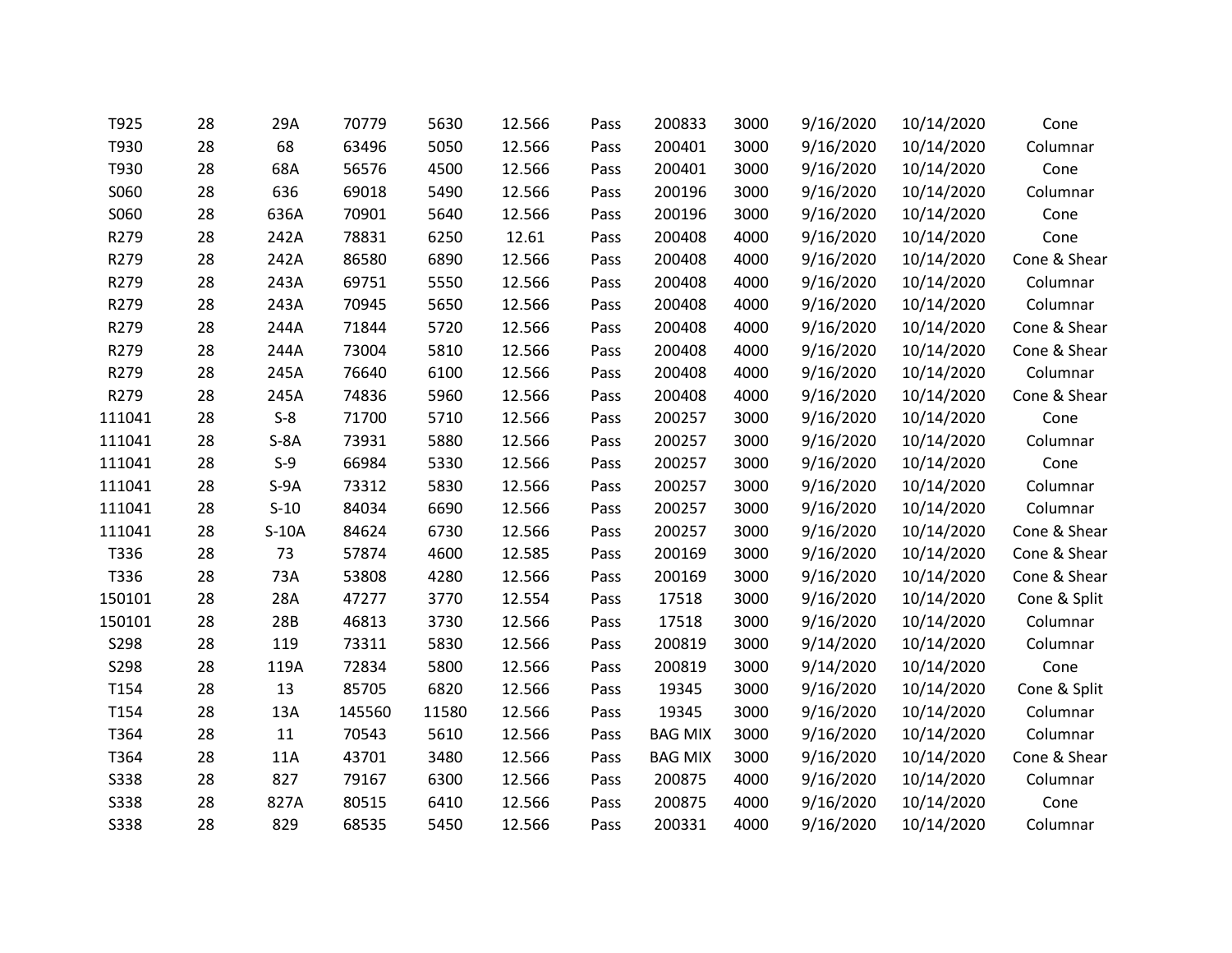| | | | | | | | | | | | |
|---|---|---|---|---|---|---|---|---|---|---|---|
| T925 | 28 | 29A | 70779 | 5630 | 12.566 | Pass | 200833 | 3000 | 9/16/2020 | 10/14/2020 | Cone |
| T930 | 28 | 68 | 63496 | 5050 | 12.566 | Pass | 200401 | 3000 | 9/16/2020 | 10/14/2020 | Columnar |
| T930 | 28 | 68A | 56576 | 4500 | 12.566 | Pass | 200401 | 3000 | 9/16/2020 | 10/14/2020 | Cone |
| S060 | 28 | 636 | 69018 | 5490 | 12.566 | Pass | 200196 | 3000 | 9/16/2020 | 10/14/2020 | Columnar |
| S060 | 28 | 636A | 70901 | 5640 | 12.566 | Pass | 200196 | 3000 | 9/16/2020 | 10/14/2020 | Cone |
| R279 | 28 | 242A | 78831 | 6250 | 12.61 | Pass | 200408 | 4000 | 9/16/2020 | 10/14/2020 | Cone |
| R279 | 28 | 242A | 86580 | 6890 | 12.566 | Pass | 200408 | 4000 | 9/16/2020 | 10/14/2020 | Cone & Shear |
| R279 | 28 | 243A | 69751 | 5550 | 12.566 | Pass | 200408 | 4000 | 9/16/2020 | 10/14/2020 | Columnar |
| R279 | 28 | 243A | 70945 | 5650 | 12.566 | Pass | 200408 | 4000 | 9/16/2020 | 10/14/2020 | Columnar |
| R279 | 28 | 244A | 71844 | 5720 | 12.566 | Pass | 200408 | 4000 | 9/16/2020 | 10/14/2020 | Cone & Shear |
| R279 | 28 | 244A | 73004 | 5810 | 12.566 | Pass | 200408 | 4000 | 9/16/2020 | 10/14/2020 | Cone & Shear |
| R279 | 28 | 245A | 76640 | 6100 | 12.566 | Pass | 200408 | 4000 | 9/16/2020 | 10/14/2020 | Columnar |
| R279 | 28 | 245A | 74836 | 5960 | 12.566 | Pass | 200408 | 4000 | 9/16/2020 | 10/14/2020 | Cone & Shear |
| 111041 | 28 | S-8 | 71700 | 5710 | 12.566 | Pass | 200257 | 3000 | 9/16/2020 | 10/14/2020 | Cone |
| 111041 | 28 | S-8A | 73931 | 5880 | 12.566 | Pass | 200257 | 3000 | 9/16/2020 | 10/14/2020 | Columnar |
| 111041 | 28 | S-9 | 66984 | 5330 | 12.566 | Pass | 200257 | 3000 | 9/16/2020 | 10/14/2020 | Cone |
| 111041 | 28 | S-9A | 73312 | 5830 | 12.566 | Pass | 200257 | 3000 | 9/16/2020 | 10/14/2020 | Columnar |
| 111041 | 28 | S-10 | 84034 | 6690 | 12.566 | Pass | 200257 | 3000 | 9/16/2020 | 10/14/2020 | Columnar |
| 111041 | 28 | S-10A | 84624 | 6730 | 12.566 | Pass | 200257 | 3000 | 9/16/2020 | 10/14/2020 | Cone & Shear |
| T336 | 28 | 73 | 57874 | 4600 | 12.585 | Pass | 200169 | 3000 | 9/16/2020 | 10/14/2020 | Cone & Shear |
| T336 | 28 | 73A | 53808 | 4280 | 12.566 | Pass | 200169 | 3000 | 9/16/2020 | 10/14/2020 | Cone & Shear |
| 150101 | 28 | 28A | 47277 | 3770 | 12.554 | Pass | 17518 | 3000 | 9/16/2020 | 10/14/2020 | Cone & Split |
| 150101 | 28 | 28B | 46813 | 3730 | 12.566 | Pass | 17518 | 3000 | 9/16/2020 | 10/14/2020 | Columnar |
| S298 | 28 | 119 | 73311 | 5830 | 12.566 | Pass | 200819 | 3000 | 9/14/2020 | 10/14/2020 | Columnar |
| S298 | 28 | 119A | 72834 | 5800 | 12.566 | Pass | 200819 | 3000 | 9/14/2020 | 10/14/2020 | Cone |
| T154 | 28 | 13 | 85705 | 6820 | 12.566 | Pass | 19345 | 3000 | 9/16/2020 | 10/14/2020 | Cone & Split |
| T154 | 28 | 13A | 145560 | 11580 | 12.566 | Pass | 19345 | 3000 | 9/16/2020 | 10/14/2020 | Columnar |
| T364 | 28 | 11 | 70543 | 5610 | 12.566 | Pass | BAG MIX | 3000 | 9/16/2020 | 10/14/2020 | Columnar |
| T364 | 28 | 11A | 43701 | 3480 | 12.566 | Pass | BAG MIX | 3000 | 9/16/2020 | 10/14/2020 | Cone & Shear |
| S338 | 28 | 827 | 79167 | 6300 | 12.566 | Pass | 200875 | 4000 | 9/16/2020 | 10/14/2020 | Columnar |
| S338 | 28 | 827A | 80515 | 6410 | 12.566 | Pass | 200875 | 4000 | 9/16/2020 | 10/14/2020 | Cone |
| S338 | 28 | 829 | 68535 | 5450 | 12.566 | Pass | 200331 | 4000 | 9/16/2020 | 10/14/2020 | Columnar |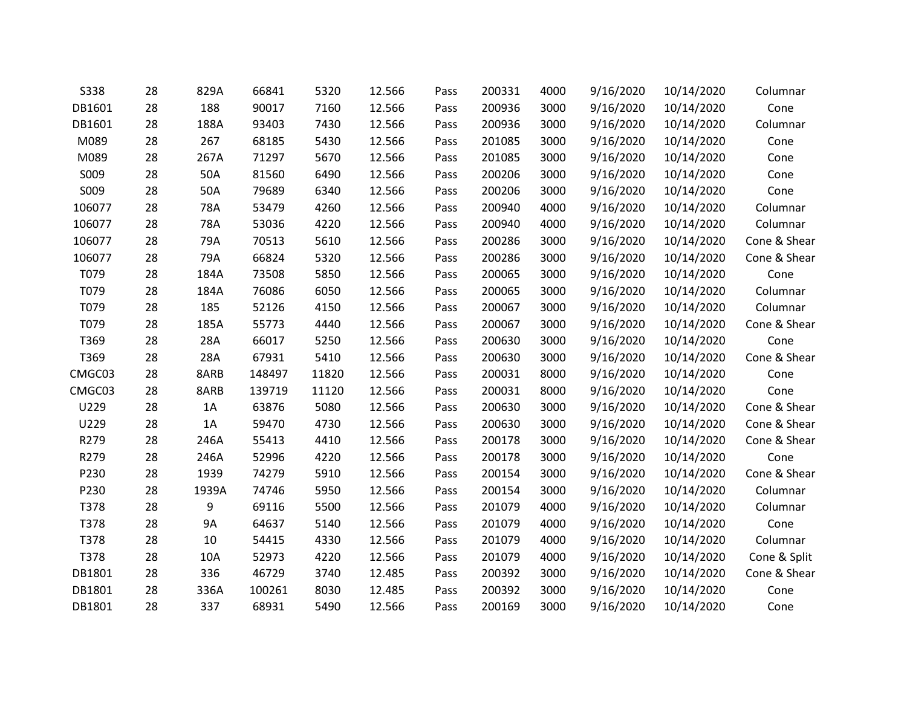| | | | | | | | | | | | |
|---|---|---|---|---|---|---|---|---|---|---|---|
| S338 | 28 | 829A | 66841 | 5320 | 12.566 | Pass | 200331 | 4000 | 9/16/2020 | 10/14/2020 | Columnar |
| DB1601 | 28 | 188 | 90017 | 7160 | 12.566 | Pass | 200936 | 3000 | 9/16/2020 | 10/14/2020 | Cone |
| DB1601 | 28 | 188A | 93403 | 7430 | 12.566 | Pass | 200936 | 3000 | 9/16/2020 | 10/14/2020 | Columnar |
| M089 | 28 | 267 | 68185 | 5430 | 12.566 | Pass | 201085 | 3000 | 9/16/2020 | 10/14/2020 | Cone |
| M089 | 28 | 267A | 71297 | 5670 | 12.566 | Pass | 201085 | 3000 | 9/16/2020 | 10/14/2020 | Cone |
| S009 | 28 | 50A | 81560 | 6490 | 12.566 | Pass | 200206 | 3000 | 9/16/2020 | 10/14/2020 | Cone |
| S009 | 28 | 50A | 79689 | 6340 | 12.566 | Pass | 200206 | 3000 | 9/16/2020 | 10/14/2020 | Cone |
| 106077 | 28 | 78A | 53479 | 4260 | 12.566 | Pass | 200940 | 4000 | 9/16/2020 | 10/14/2020 | Columnar |
| 106077 | 28 | 78A | 53036 | 4220 | 12.566 | Pass | 200940 | 4000 | 9/16/2020 | 10/14/2020 | Columnar |
| 106077 | 28 | 79A | 70513 | 5610 | 12.566 | Pass | 200286 | 3000 | 9/16/2020 | 10/14/2020 | Cone & Shear |
| 106077 | 28 | 79A | 66824 | 5320 | 12.566 | Pass | 200286 | 3000 | 9/16/2020 | 10/14/2020 | Cone & Shear |
| T079 | 28 | 184A | 73508 | 5850 | 12.566 | Pass | 200065 | 3000 | 9/16/2020 | 10/14/2020 | Cone |
| T079 | 28 | 184A | 76086 | 6050 | 12.566 | Pass | 200065 | 3000 | 9/16/2020 | 10/14/2020 | Columnar |
| T079 | 28 | 185 | 52126 | 4150 | 12.566 | Pass | 200067 | 3000 | 9/16/2020 | 10/14/2020 | Columnar |
| T079 | 28 | 185A | 55773 | 4440 | 12.566 | Pass | 200067 | 3000 | 9/16/2020 | 10/14/2020 | Cone & Shear |
| T369 | 28 | 28A | 66017 | 5250 | 12.566 | Pass | 200630 | 3000 | 9/16/2020 | 10/14/2020 | Cone |
| T369 | 28 | 28A | 67931 | 5410 | 12.566 | Pass | 200630 | 3000 | 9/16/2020 | 10/14/2020 | Cone & Shear |
| CMGC03 | 28 | 8ARB | 148497 | 11820 | 12.566 | Pass | 200031 | 8000 | 9/16/2020 | 10/14/2020 | Cone |
| CMGC03 | 28 | 8ARB | 139719 | 11120 | 12.566 | Pass | 200031 | 8000 | 9/16/2020 | 10/14/2020 | Cone |
| U229 | 28 | 1A | 63876 | 5080 | 12.566 | Pass | 200630 | 3000 | 9/16/2020 | 10/14/2020 | Cone & Shear |
| U229 | 28 | 1A | 59470 | 4730 | 12.566 | Pass | 200630 | 3000 | 9/16/2020 | 10/14/2020 | Cone & Shear |
| R279 | 28 | 246A | 55413 | 4410 | 12.566 | Pass | 200178 | 3000 | 9/16/2020 | 10/14/2020 | Cone & Shear |
| R279 | 28 | 246A | 52996 | 4220 | 12.566 | Pass | 200178 | 3000 | 9/16/2020 | 10/14/2020 | Cone |
| P230 | 28 | 1939 | 74279 | 5910 | 12.566 | Pass | 200154 | 3000 | 9/16/2020 | 10/14/2020 | Cone & Shear |
| P230 | 28 | 1939A | 74746 | 5950 | 12.566 | Pass | 200154 | 3000 | 9/16/2020 | 10/14/2020 | Columnar |
| T378 | 28 | 9 | 69116 | 5500 | 12.566 | Pass | 201079 | 4000 | 9/16/2020 | 10/14/2020 | Columnar |
| T378 | 28 | 9A | 64637 | 5140 | 12.566 | Pass | 201079 | 4000 | 9/16/2020 | 10/14/2020 | Cone |
| T378 | 28 | 10 | 54415 | 4330 | 12.566 | Pass | 201079 | 4000 | 9/16/2020 | 10/14/2020 | Columnar |
| T378 | 28 | 10A | 52973 | 4220 | 12.566 | Pass | 201079 | 4000 | 9/16/2020 | 10/14/2020 | Cone & Split |
| DB1801 | 28 | 336 | 46729 | 3740 | 12.485 | Pass | 200392 | 3000 | 9/16/2020 | 10/14/2020 | Cone & Shear |
| DB1801 | 28 | 336A | 100261 | 8030 | 12.485 | Pass | 200392 | 3000 | 9/16/2020 | 10/14/2020 | Cone |
| DB1801 | 28 | 337 | 68931 | 5490 | 12.566 | Pass | 200169 | 3000 | 9/16/2020 | 10/14/2020 | Cone |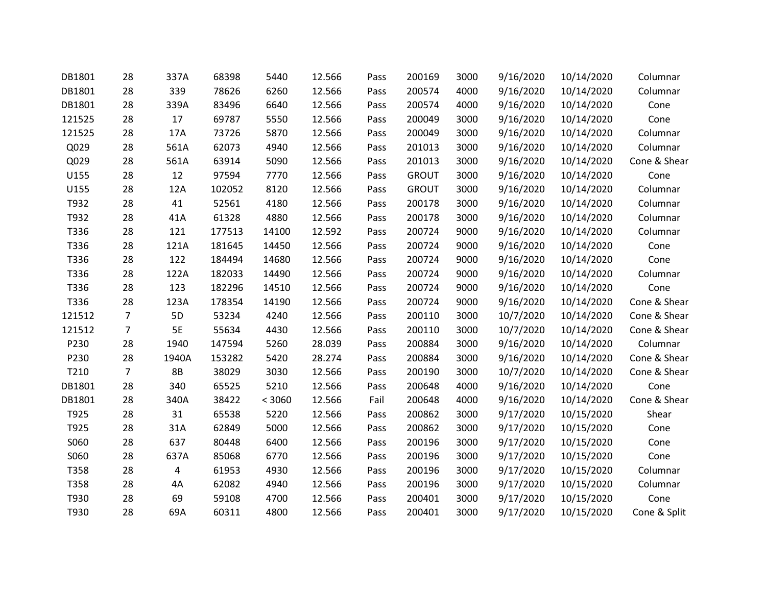| | | | | | | | | | | | |
|---|---|---|---|---|---|---|---|---|---|---|---|
| DB1801 | 28 | 337A | 68398 | 5440 | 12.566 | Pass | 200169 | 3000 | 9/16/2020 | 10/14/2020 | Columnar |
| DB1801 | 28 | 339 | 78626 | 6260 | 12.566 | Pass | 200574 | 4000 | 9/16/2020 | 10/14/2020 | Columnar |
| DB1801 | 28 | 339A | 83496 | 6640 | 12.566 | Pass | 200574 | 4000 | 9/16/2020 | 10/14/2020 | Cone |
| 121525 | 28 | 17 | 69787 | 5550 | 12.566 | Pass | 200049 | 3000 | 9/16/2020 | 10/14/2020 | Cone |
| 121525 | 28 | 17A | 73726 | 5870 | 12.566 | Pass | 200049 | 3000 | 9/16/2020 | 10/14/2020 | Columnar |
| Q029 | 28 | 561A | 62073 | 4940 | 12.566 | Pass | 201013 | 3000 | 9/16/2020 | 10/14/2020 | Columnar |
| Q029 | 28 | 561A | 63914 | 5090 | 12.566 | Pass | 201013 | 3000 | 9/16/2020 | 10/14/2020 | Cone & Shear |
| U155 | 28 | 12 | 97594 | 7770 | 12.566 | Pass | GROUT | 3000 | 9/16/2020 | 10/14/2020 | Cone |
| U155 | 28 | 12A | 102052 | 8120 | 12.566 | Pass | GROUT | 3000 | 9/16/2020 | 10/14/2020 | Columnar |
| T932 | 28 | 41 | 52561 | 4180 | 12.566 | Pass | 200178 | 3000 | 9/16/2020 | 10/14/2020 | Columnar |
| T932 | 28 | 41A | 61328 | 4880 | 12.566 | Pass | 200178 | 3000 | 9/16/2020 | 10/14/2020 | Columnar |
| T336 | 28 | 121 | 177513 | 14100 | 12.592 | Pass | 200724 | 9000 | 9/16/2020 | 10/14/2020 | Columnar |
| T336 | 28 | 121A | 181645 | 14450 | 12.566 | Pass | 200724 | 9000 | 9/16/2020 | 10/14/2020 | Cone |
| T336 | 28 | 122 | 184494 | 14680 | 12.566 | Pass | 200724 | 9000 | 9/16/2020 | 10/14/2020 | Cone |
| T336 | 28 | 122A | 182033 | 14490 | 12.566 | Pass | 200724 | 9000 | 9/16/2020 | 10/14/2020 | Columnar |
| T336 | 28 | 123 | 182296 | 14510 | 12.566 | Pass | 200724 | 9000 | 9/16/2020 | 10/14/2020 | Cone |
| T336 | 28 | 123A | 178354 | 14190 | 12.566 | Pass | 200724 | 9000 | 9/16/2020 | 10/14/2020 | Cone & Shear |
| 121512 | 7 | 5D | 53234 | 4240 | 12.566 | Pass | 200110 | 3000 | 10/7/2020 | 10/14/2020 | Cone & Shear |
| 121512 | 7 | 5E | 55634 | 4430 | 12.566 | Pass | 200110 | 3000 | 10/7/2020 | 10/14/2020 | Cone & Shear |
| P230 | 28 | 1940 | 147594 | 5260 | 28.039 | Pass | 200884 | 3000 | 9/16/2020 | 10/14/2020 | Columnar |
| P230 | 28 | 1940A | 153282 | 5420 | 28.274 | Pass | 200884 | 3000 | 9/16/2020 | 10/14/2020 | Cone & Shear |
| T210 | 7 | 8B | 38029 | 3030 | 12.566 | Pass | 200190 | 3000 | 10/7/2020 | 10/14/2020 | Cone & Shear |
| DB1801 | 28 | 340 | 65525 | 5210 | 12.566 | Pass | 200648 | 4000 | 9/16/2020 | 10/14/2020 | Cone |
| DB1801 | 28 | 340A | 38422 | < 3060 | 12.566 | Fail | 200648 | 4000 | 9/16/2020 | 10/14/2020 | Cone & Shear |
| T925 | 28 | 31 | 65538 | 5220 | 12.566 | Pass | 200862 | 3000 | 9/17/2020 | 10/15/2020 | Shear |
| T925 | 28 | 31A | 62849 | 5000 | 12.566 | Pass | 200862 | 3000 | 9/17/2020 | 10/15/2020 | Cone |
| S060 | 28 | 637 | 80448 | 6400 | 12.566 | Pass | 200196 | 3000 | 9/17/2020 | 10/15/2020 | Cone |
| S060 | 28 | 637A | 85068 | 6770 | 12.566 | Pass | 200196 | 3000 | 9/17/2020 | 10/15/2020 | Cone |
| T358 | 28 | 4 | 61953 | 4930 | 12.566 | Pass | 200196 | 3000 | 9/17/2020 | 10/15/2020 | Columnar |
| T358 | 28 | 4A | 62082 | 4940 | 12.566 | Pass | 200196 | 3000 | 9/17/2020 | 10/15/2020 | Columnar |
| T930 | 28 | 69 | 59108 | 4700 | 12.566 | Pass | 200401 | 3000 | 9/17/2020 | 10/15/2020 | Cone |
| T930 | 28 | 69A | 60311 | 4800 | 12.566 | Pass | 200401 | 3000 | 9/17/2020 | 10/15/2020 | Cone & Split |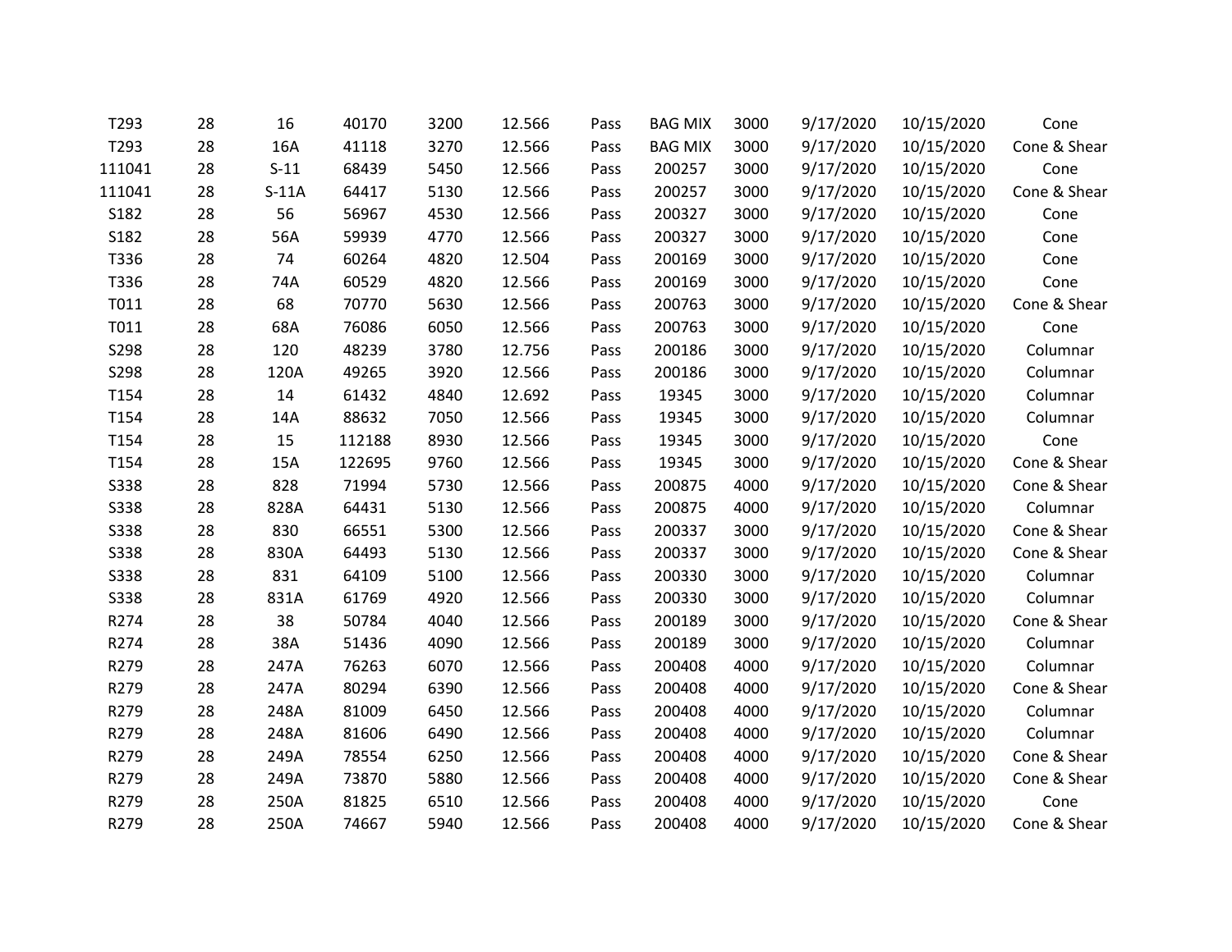| | | | | | | | | | | | |
|---|---|---|---|---|---|---|---|---|---|---|---|
| T293 | 28 | 16 | 40170 | 3200 | 12.566 | Pass | BAG MIX | 3000 | 9/17/2020 | 10/15/2020 | Cone |
| T293 | 28 | 16A | 41118 | 3270 | 12.566 | Pass | BAG MIX | 3000 | 9/17/2020 | 10/15/2020 | Cone & Shear |
| 111041 | 28 | S-11 | 68439 | 5450 | 12.566 | Pass | 200257 | 3000 | 9/17/2020 | 10/15/2020 | Cone |
| 111041 | 28 | S-11A | 64417 | 5130 | 12.566 | Pass | 200257 | 3000 | 9/17/2020 | 10/15/2020 | Cone & Shear |
| S182 | 28 | 56 | 56967 | 4530 | 12.566 | Pass | 200327 | 3000 | 9/17/2020 | 10/15/2020 | Cone |
| S182 | 28 | 56A | 59939 | 4770 | 12.566 | Pass | 200327 | 3000 | 9/17/2020 | 10/15/2020 | Cone |
| T336 | 28 | 74 | 60264 | 4820 | 12.504 | Pass | 200169 | 3000 | 9/17/2020 | 10/15/2020 | Cone |
| T336 | 28 | 74A | 60529 | 4820 | 12.566 | Pass | 200169 | 3000 | 9/17/2020 | 10/15/2020 | Cone |
| T011 | 28 | 68 | 70770 | 5630 | 12.566 | Pass | 200763 | 3000 | 9/17/2020 | 10/15/2020 | Cone & Shear |
| T011 | 28 | 68A | 76086 | 6050 | 12.566 | Pass | 200763 | 3000 | 9/17/2020 | 10/15/2020 | Cone |
| S298 | 28 | 120 | 48239 | 3780 | 12.756 | Pass | 200186 | 3000 | 9/17/2020 | 10/15/2020 | Columnar |
| S298 | 28 | 120A | 49265 | 3920 | 12.566 | Pass | 200186 | 3000 | 9/17/2020 | 10/15/2020 | Columnar |
| T154 | 28 | 14 | 61432 | 4840 | 12.692 | Pass | 19345 | 3000 | 9/17/2020 | 10/15/2020 | Columnar |
| T154 | 28 | 14A | 88632 | 7050 | 12.566 | Pass | 19345 | 3000 | 9/17/2020 | 10/15/2020 | Columnar |
| T154 | 28 | 15 | 112188 | 8930 | 12.566 | Pass | 19345 | 3000 | 9/17/2020 | 10/15/2020 | Cone |
| T154 | 28 | 15A | 122695 | 9760 | 12.566 | Pass | 19345 | 3000 | 9/17/2020 | 10/15/2020 | Cone & Shear |
| S338 | 28 | 828 | 71994 | 5730 | 12.566 | Pass | 200875 | 4000 | 9/17/2020 | 10/15/2020 | Cone & Shear |
| S338 | 28 | 828A | 64431 | 5130 | 12.566 | Pass | 200875 | 4000 | 9/17/2020 | 10/15/2020 | Columnar |
| S338 | 28 | 830 | 66551 | 5300 | 12.566 | Pass | 200337 | 3000 | 9/17/2020 | 10/15/2020 | Cone & Shear |
| S338 | 28 | 830A | 64493 | 5130 | 12.566 | Pass | 200337 | 3000 | 9/17/2020 | 10/15/2020 | Cone & Shear |
| S338 | 28 | 831 | 64109 | 5100 | 12.566 | Pass | 200330 | 3000 | 9/17/2020 | 10/15/2020 | Columnar |
| S338 | 28 | 831A | 61769 | 4920 | 12.566 | Pass | 200330 | 3000 | 9/17/2020 | 10/15/2020 | Columnar |
| R274 | 28 | 38 | 50784 | 4040 | 12.566 | Pass | 200189 | 3000 | 9/17/2020 | 10/15/2020 | Cone & Shear |
| R274 | 28 | 38A | 51436 | 4090 | 12.566 | Pass | 200189 | 3000 | 9/17/2020 | 10/15/2020 | Columnar |
| R279 | 28 | 247A | 76263 | 6070 | 12.566 | Pass | 200408 | 4000 | 9/17/2020 | 10/15/2020 | Columnar |
| R279 | 28 | 247A | 80294 | 6390 | 12.566 | Pass | 200408 | 4000 | 9/17/2020 | 10/15/2020 | Cone & Shear |
| R279 | 28 | 248A | 81009 | 6450 | 12.566 | Pass | 200408 | 4000 | 9/17/2020 | 10/15/2020 | Columnar |
| R279 | 28 | 248A | 81606 | 6490 | 12.566 | Pass | 200408 | 4000 | 9/17/2020 | 10/15/2020 | Columnar |
| R279 | 28 | 249A | 78554 | 6250 | 12.566 | Pass | 200408 | 4000 | 9/17/2020 | 10/15/2020 | Cone & Shear |
| R279 | 28 | 249A | 73870 | 5880 | 12.566 | Pass | 200408 | 4000 | 9/17/2020 | 10/15/2020 | Cone & Shear |
| R279 | 28 | 250A | 81825 | 6510 | 12.566 | Pass | 200408 | 4000 | 9/17/2020 | 10/15/2020 | Cone |
| R279 | 28 | 250A | 74667 | 5940 | 12.566 | Pass | 200408 | 4000 | 9/17/2020 | 10/15/2020 | Cone & Shear |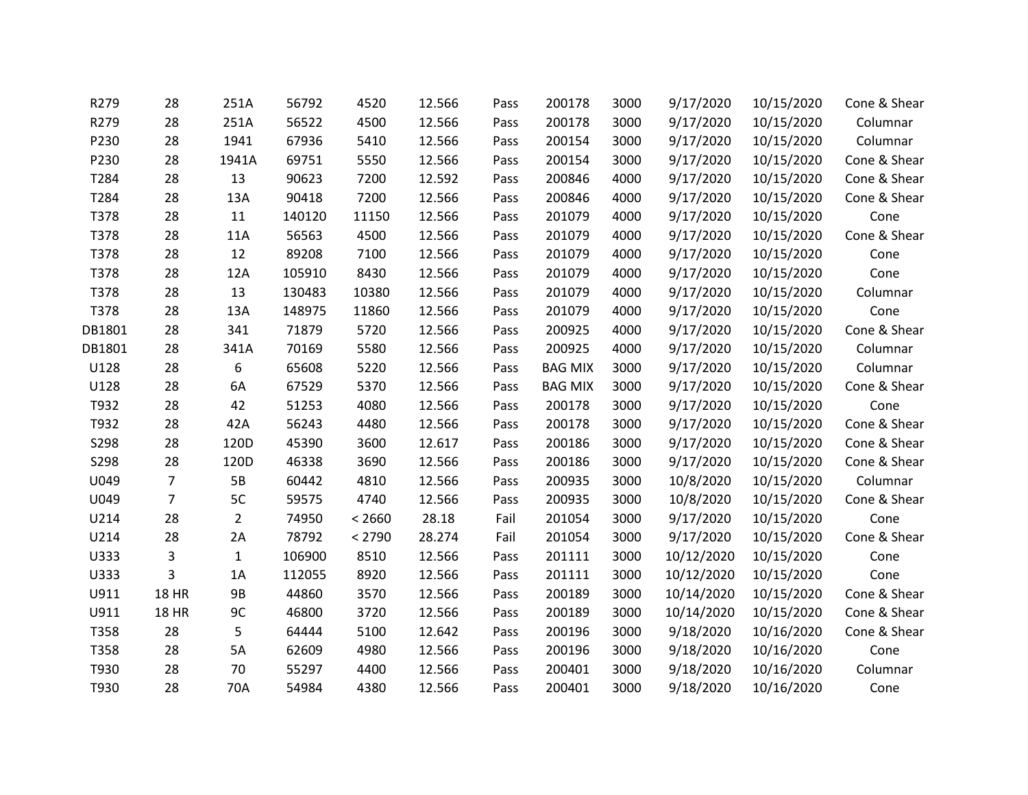| | | | | | | | | | | | |
|---|---|---|---|---|---|---|---|---|---|---|---|
| R279 | 28 | 251A | 56792 | 4520 | 12.566 | Pass | 200178 | 3000 | 9/17/2020 | 10/15/2020 | Cone & Shear |
| R279 | 28 | 251A | 56522 | 4500 | 12.566 | Pass | 200178 | 3000 | 9/17/2020 | 10/15/2020 | Columnar |
| P230 | 28 | 1941 | 67936 | 5410 | 12.566 | Pass | 200154 | 3000 | 9/17/2020 | 10/15/2020 | Columnar |
| P230 | 28 | 1941A | 69751 | 5550 | 12.566 | Pass | 200154 | 3000 | 9/17/2020 | 10/15/2020 | Cone & Shear |
| T284 | 28 | 13 | 90623 | 7200 | 12.592 | Pass | 200846 | 4000 | 9/17/2020 | 10/15/2020 | Cone & Shear |
| T284 | 28 | 13A | 90418 | 7200 | 12.566 | Pass | 200846 | 4000 | 9/17/2020 | 10/15/2020 | Cone & Shear |
| T378 | 28 | 11 | 140120 | 11150 | 12.566 | Pass | 201079 | 4000 | 9/17/2020 | 10/15/2020 | Cone |
| T378 | 28 | 11A | 56563 | 4500 | 12.566 | Pass | 201079 | 4000 | 9/17/2020 | 10/15/2020 | Cone & Shear |
| T378 | 28 | 12 | 89208 | 7100 | 12.566 | Pass | 201079 | 4000 | 9/17/2020 | 10/15/2020 | Cone |
| T378 | 28 | 12A | 105910 | 8430 | 12.566 | Pass | 201079 | 4000 | 9/17/2020 | 10/15/2020 | Cone |
| T378 | 28 | 13 | 130483 | 10380 | 12.566 | Pass | 201079 | 4000 | 9/17/2020 | 10/15/2020 | Columnar |
| T378 | 28 | 13A | 148975 | 11860 | 12.566 | Pass | 201079 | 4000 | 9/17/2020 | 10/15/2020 | Cone |
| DB1801 | 28 | 341 | 71879 | 5720 | 12.566 | Pass | 200925 | 4000 | 9/17/2020 | 10/15/2020 | Cone & Shear |
| DB1801 | 28 | 341A | 70169 | 5580 | 12.566 | Pass | 200925 | 4000 | 9/17/2020 | 10/15/2020 | Columnar |
| U128 | 28 | 6 | 65608 | 5220 | 12.566 | Pass | BAG MIX | 3000 | 9/17/2020 | 10/15/2020 | Columnar |
| U128 | 28 | 6A | 67529 | 5370 | 12.566 | Pass | BAG MIX | 3000 | 9/17/2020 | 10/15/2020 | Cone & Shear |
| T932 | 28 | 42 | 51253 | 4080 | 12.566 | Pass | 200178 | 3000 | 9/17/2020 | 10/15/2020 | Cone |
| T932 | 28 | 42A | 56243 | 4480 | 12.566 | Pass | 200178 | 3000 | 9/17/2020 | 10/15/2020 | Cone & Shear |
| S298 | 28 | 120D | 45390 | 3600 | 12.617 | Pass | 200186 | 3000 | 9/17/2020 | 10/15/2020 | Cone & Shear |
| S298 | 28 | 120D | 46338 | 3690 | 12.566 | Pass | 200186 | 3000 | 9/17/2020 | 10/15/2020 | Cone & Shear |
| U049 | 7 | 5B | 60442 | 4810 | 12.566 | Pass | 200935 | 3000 | 10/8/2020 | 10/15/2020 | Columnar |
| U049 | 7 | 5C | 59575 | 4740 | 12.566 | Pass | 200935 | 3000 | 10/8/2020 | 10/15/2020 | Cone & Shear |
| U214 | 28 | 2 | 74950 | < 2660 | 28.18 | Fail | 201054 | 3000 | 9/17/2020 | 10/15/2020 | Cone |
| U214 | 28 | 2A | 78792 | < 2790 | 28.274 | Fail | 201054 | 3000 | 9/17/2020 | 10/15/2020 | Cone & Shear |
| U333 | 3 | 1 | 106900 | 8510 | 12.566 | Pass | 201111 | 3000 | 10/12/2020 | 10/15/2020 | Cone |
| U333 | 3 | 1A | 112055 | 8920 | 12.566 | Pass | 201111 | 3000 | 10/12/2020 | 10/15/2020 | Cone |
| U911 | 18 HR | 9B | 44860 | 3570 | 12.566 | Pass | 200189 | 3000 | 10/14/2020 | 10/15/2020 | Cone & Shear |
| U911 | 18 HR | 9C | 46800 | 3720 | 12.566 | Pass | 200189 | 3000 | 10/14/2020 | 10/15/2020 | Cone & Shear |
| T358 | 28 | 5 | 64444 | 5100 | 12.642 | Pass | 200196 | 3000 | 9/18/2020 | 10/16/2020 | Cone & Shear |
| T358 | 28 | 5A | 62609 | 4980 | 12.566 | Pass | 200196 | 3000 | 9/18/2020 | 10/16/2020 | Cone |
| T930 | 28 | 70 | 55297 | 4400 | 12.566 | Pass | 200401 | 3000 | 9/18/2020 | 10/16/2020 | Columnar |
| T930 | 28 | 70A | 54984 | 4380 | 12.566 | Pass | 200401 | 3000 | 9/18/2020 | 10/16/2020 | Cone |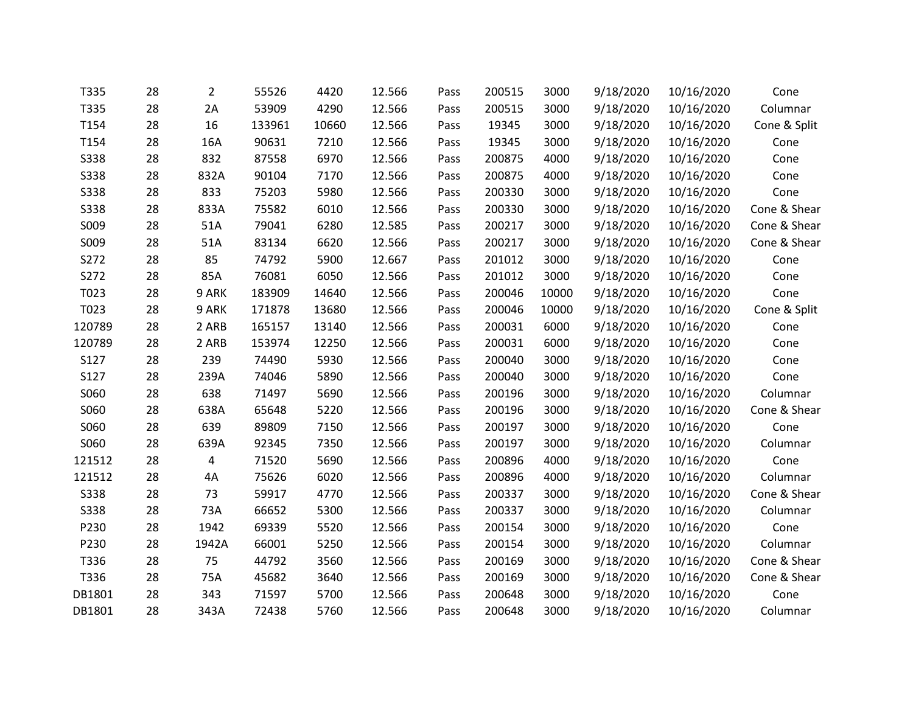| | | | | | | | | | | | |
|---|---|---|---|---|---|---|---|---|---|---|---|
| T335 | 28 | 2 | 55526 | 4420 | 12.566 | Pass | 200515 | 3000 | 9/18/2020 | 10/16/2020 | Cone |
| T335 | 28 | 2A | 53909 | 4290 | 12.566 | Pass | 200515 | 3000 | 9/18/2020 | 10/16/2020 | Columnar |
| T154 | 28 | 16 | 133961 | 10660 | 12.566 | Pass | 19345 | 3000 | 9/18/2020 | 10/16/2020 | Cone & Split |
| T154 | 28 | 16A | 90631 | 7210 | 12.566 | Pass | 19345 | 3000 | 9/18/2020 | 10/16/2020 | Cone |
| S338 | 28 | 832 | 87558 | 6970 | 12.566 | Pass | 200875 | 4000 | 9/18/2020 | 10/16/2020 | Cone |
| S338 | 28 | 832A | 90104 | 7170 | 12.566 | Pass | 200875 | 4000 | 9/18/2020 | 10/16/2020 | Cone |
| S338 | 28 | 833 | 75203 | 5980 | 12.566 | Pass | 200330 | 3000 | 9/18/2020 | 10/16/2020 | Cone |
| S338 | 28 | 833A | 75582 | 6010 | 12.566 | Pass | 200330 | 3000 | 9/18/2020 | 10/16/2020 | Cone & Shear |
| S009 | 28 | 51A | 79041 | 6280 | 12.585 | Pass | 200217 | 3000 | 9/18/2020 | 10/16/2020 | Cone & Shear |
| S009 | 28 | 51A | 83134 | 6620 | 12.566 | Pass | 200217 | 3000 | 9/18/2020 | 10/16/2020 | Cone & Shear |
| S272 | 28 | 85 | 74792 | 5900 | 12.667 | Pass | 201012 | 3000 | 9/18/2020 | 10/16/2020 | Cone |
| S272 | 28 | 85A | 76081 | 6050 | 12.566 | Pass | 201012 | 3000 | 9/18/2020 | 10/16/2020 | Cone |
| T023 | 28 | 9 ARK | 183909 | 14640 | 12.566 | Pass | 200046 | 10000 | 9/18/2020 | 10/16/2020 | Cone |
| T023 | 28 | 9 ARK | 171878 | 13680 | 12.566 | Pass | 200046 | 10000 | 9/18/2020 | 10/16/2020 | Cone & Split |
| 120789 | 28 | 2 ARB | 165157 | 13140 | 12.566 | Pass | 200031 | 6000 | 9/18/2020 | 10/16/2020 | Cone |
| 120789 | 28 | 2 ARB | 153974 | 12250 | 12.566 | Pass | 200031 | 6000 | 9/18/2020 | 10/16/2020 | Cone |
| S127 | 28 | 239 | 74490 | 5930 | 12.566 | Pass | 200040 | 3000 | 9/18/2020 | 10/16/2020 | Cone |
| S127 | 28 | 239A | 74046 | 5890 | 12.566 | Pass | 200040 | 3000 | 9/18/2020 | 10/16/2020 | Cone |
| S060 | 28 | 638 | 71497 | 5690 | 12.566 | Pass | 200196 | 3000 | 9/18/2020 | 10/16/2020 | Columnar |
| S060 | 28 | 638A | 65648 | 5220 | 12.566 | Pass | 200196 | 3000 | 9/18/2020 | 10/16/2020 | Cone & Shear |
| S060 | 28 | 639 | 89809 | 7150 | 12.566 | Pass | 200197 | 3000 | 9/18/2020 | 10/16/2020 | Cone |
| S060 | 28 | 639A | 92345 | 7350 | 12.566 | Pass | 200197 | 3000 | 9/18/2020 | 10/16/2020 | Columnar |
| 121512 | 28 | 4 | 71520 | 5690 | 12.566 | Pass | 200896 | 4000 | 9/18/2020 | 10/16/2020 | Cone |
| 121512 | 28 | 4A | 75626 | 6020 | 12.566 | Pass | 200896 | 4000 | 9/18/2020 | 10/16/2020 | Columnar |
| S338 | 28 | 73 | 59917 | 4770 | 12.566 | Pass | 200337 | 3000 | 9/18/2020 | 10/16/2020 | Cone & Shear |
| S338 | 28 | 73A | 66652 | 5300 | 12.566 | Pass | 200337 | 3000 | 9/18/2020 | 10/16/2020 | Columnar |
| P230 | 28 | 1942 | 69339 | 5520 | 12.566 | Pass | 200154 | 3000 | 9/18/2020 | 10/16/2020 | Cone |
| P230 | 28 | 1942A | 66001 | 5250 | 12.566 | Pass | 200154 | 3000 | 9/18/2020 | 10/16/2020 | Columnar |
| T336 | 28 | 75 | 44792 | 3560 | 12.566 | Pass | 200169 | 3000 | 9/18/2020 | 10/16/2020 | Cone & Shear |
| T336 | 28 | 75A | 45682 | 3640 | 12.566 | Pass | 200169 | 3000 | 9/18/2020 | 10/16/2020 | Cone & Shear |
| DB1801 | 28 | 343 | 71597 | 5700 | 12.566 | Pass | 200648 | 3000 | 9/18/2020 | 10/16/2020 | Cone |
| DB1801 | 28 | 343A | 72438 | 5760 | 12.566 | Pass | 200648 | 3000 | 9/18/2020 | 10/16/2020 | Columnar |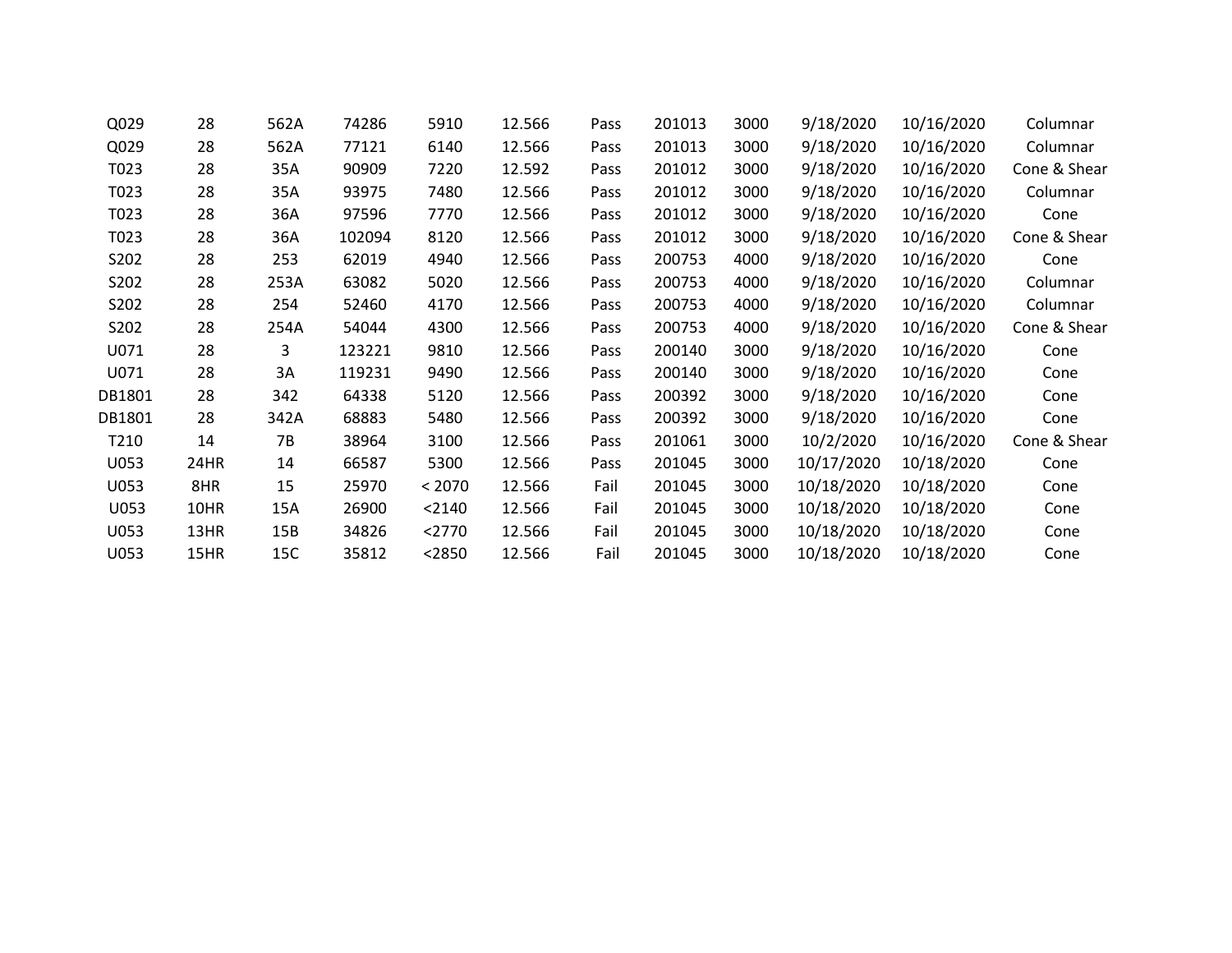| | | | | | | | | | | | |
|---|---|---|---|---|---|---|---|---|---|---|---|
| Q029 | 28 | 562A | 74286 | 5910 | 12.566 | Pass | 201013 | 3000 | 9/18/2020 | 10/16/2020 | Columnar |
| Q029 | 28 | 562A | 77121 | 6140 | 12.566 | Pass | 201013 | 3000 | 9/18/2020 | 10/16/2020 | Columnar |
| T023 | 28 | 35A | 90909 | 7220 | 12.592 | Pass | 201012 | 3000 | 9/18/2020 | 10/16/2020 | Cone & Shear |
| T023 | 28 | 35A | 93975 | 7480 | 12.566 | Pass | 201012 | 3000 | 9/18/2020 | 10/16/2020 | Columnar |
| T023 | 28 | 36A | 97596 | 7770 | 12.566 | Pass | 201012 | 3000 | 9/18/2020 | 10/16/2020 | Cone |
| T023 | 28 | 36A | 102094 | 8120 | 12.566 | Pass | 201012 | 3000 | 9/18/2020 | 10/16/2020 | Cone & Shear |
| S202 | 28 | 253 | 62019 | 4940 | 12.566 | Pass | 200753 | 4000 | 9/18/2020 | 10/16/2020 | Cone |
| S202 | 28 | 253A | 63082 | 5020 | 12.566 | Pass | 200753 | 4000 | 9/18/2020 | 10/16/2020 | Columnar |
| S202 | 28 | 254 | 52460 | 4170 | 12.566 | Pass | 200753 | 4000 | 9/18/2020 | 10/16/2020 | Columnar |
| S202 | 28 | 254A | 54044 | 4300 | 12.566 | Pass | 200753 | 4000 | 9/18/2020 | 10/16/2020 | Cone & Shear |
| U071 | 28 | 3 | 123221 | 9810 | 12.566 | Pass | 200140 | 3000 | 9/18/2020 | 10/16/2020 | Cone |
| U071 | 28 | 3A | 119231 | 9490 | 12.566 | Pass | 200140 | 3000 | 9/18/2020 | 10/16/2020 | Cone |
| DB1801 | 28 | 342 | 64338 | 5120 | 12.566 | Pass | 200392 | 3000 | 9/18/2020 | 10/16/2020 | Cone |
| DB1801 | 28 | 342A | 68883 | 5480 | 12.566 | Pass | 200392 | 3000 | 9/18/2020 | 10/16/2020 | Cone |
| T210 | 14 | 7B | 38964 | 3100 | 12.566 | Pass | 201061 | 3000 | 10/2/2020 | 10/16/2020 | Cone & Shear |
| U053 | 24HR | 14 | 66587 | 5300 | 12.566 | Pass | 201045 | 3000 | 10/17/2020 | 10/18/2020 | Cone |
| U053 | 8HR | 15 | 25970 | < 2070 | 12.566 | Fail | 201045 | 3000 | 10/18/2020 | 10/18/2020 | Cone |
| U053 | 10HR | 15A | 26900 | <2140 | 12.566 | Fail | 201045 | 3000 | 10/18/2020 | 10/18/2020 | Cone |
| U053 | 13HR | 15B | 34826 | <2770 | 12.566 | Fail | 201045 | 3000 | 10/18/2020 | 10/18/2020 | Cone |
| U053 | 15HR | 15C | 35812 | <2850 | 12.566 | Fail | 201045 | 3000 | 10/18/2020 | 10/18/2020 | Cone |